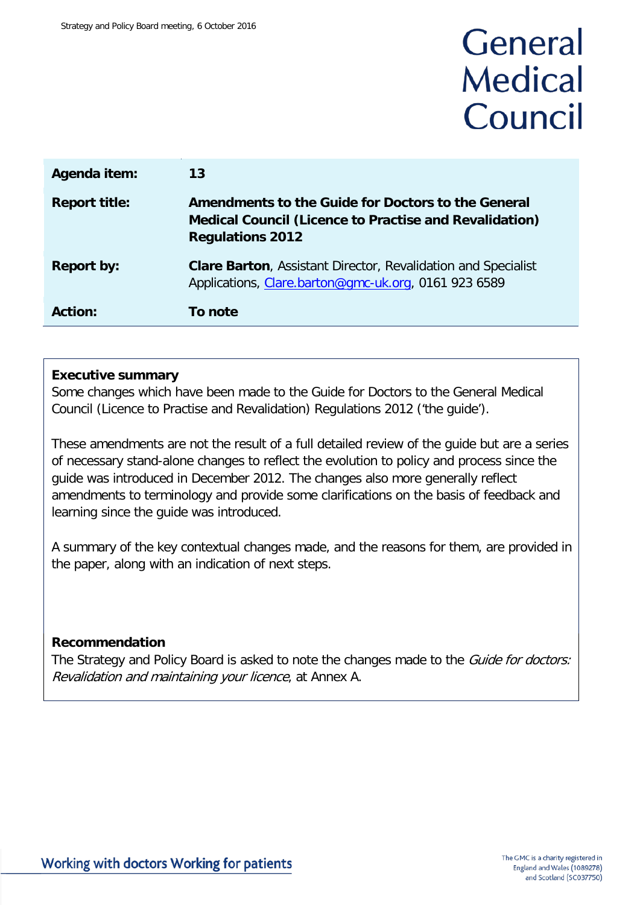# General Medical Council

| | |
|---|---|
| **Agenda item:** | **13** |
| **Report title:** | **Amendments to the Guide for Doctors to the General Medical Council (Licence to Practise and Revalidation) Regulations 2012** |
| **Report by:** | **Clare Barton**, Assistant Director, Revalidation and Specialist Applications, Clare.barton@gmc-uk.org, 0161 923 6589 |
| **Action:** | **To note** |

**Executive summary**

Some changes which have been made to the Guide for Doctors to the General Medical Council (Licence to Practise and Revalidation) Regulations 2012 ('the guide').

These amendments are not the result of a full detailed review of the guide but are a series of necessary stand-alone changes to reflect the evolution to policy and process since the guide was introduced in December 2012. The changes also more generally reflect amendments to terminology and provide some clarifications on the basis of feedback and learning since the guide was introduced.

A summary of the key contextual changes made, and the reasons for them, are provided in the paper, along with an indication of next steps.

**Recommendation**

The Strategy and Policy Board is asked to note the changes made to the *Guide for doctors: Revalidation and maintaining your licence*, at Annex A.

Working with doctors Working for patients

The GMC is a charity registered in England and Wales (1089278) and Scotland (SC037750)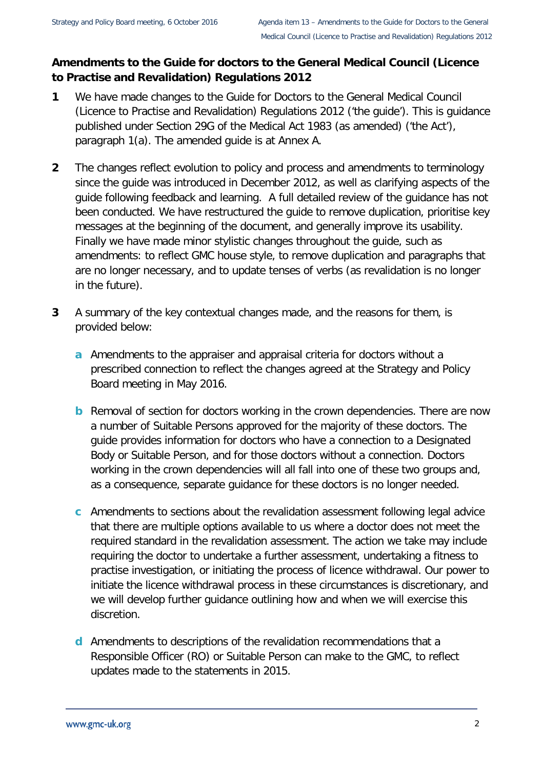## Amendments to the Guide for doctors to the General Medical Council (Licence to Practise and Revalidation) Regulations 2012

**1** We have made changes to the Guide for Doctors to the General Medical Council (Licence to Practise and Revalidation) Regulations 2012 ('the guide'). This is guidance published under Section 29G of the Medical Act 1983 (as amended) ('the Act'), paragraph 1(a). The amended guide is at Annex A.

**2** The changes reflect evolution to policy and process and amendments to terminology since the guide was introduced in December 2012, as well as clarifying aspects of the guide following feedback and learning. A full detailed review of the guidance has not been conducted. We have restructured the guide to remove duplication, prioritise key messages at the beginning of the document, and generally improve its usability. Finally we have made minor stylistic changes throughout the guide, such as amendments: to reflect GMC house style, to remove duplication and paragraphs that are no longer necessary, and to update tenses of verbs (as revalidation is no longer in the future).

**3** A summary of the key contextual changes made, and the reasons for them, is provided below:

**a** Amendments to the appraiser and appraisal criteria for doctors without a prescribed connection to reflect the changes agreed at the Strategy and Policy Board meeting in May 2016.

**b** Removal of section for doctors working in the crown dependencies. There are now a number of Suitable Persons approved for the majority of these doctors. The guide provides information for doctors who have a connection to a Designated Body or Suitable Person, and for those doctors without a connection. Doctors working in the crown dependencies will all fall into one of these two groups and, as a consequence, separate guidance for these doctors is no longer needed.

**c** Amendments to sections about the revalidation assessment following legal advice that there are multiple options available to us where a doctor does not meet the required standard in the revalidation assessment. The action we take may include requiring the doctor to undertake a further assessment, undertaking a fitness to practise investigation, or initiating the process of licence withdrawal. Our power to initiate the licence withdrawal process in these circumstances is discretionary, and we will develop further guidance outlining how and when we will exercise this discretion.

**d** Amendments to descriptions of the revalidation recommendations that a Responsible Officer (RO) or Suitable Person can make to the GMC, to reflect updates made to the statements in 2015.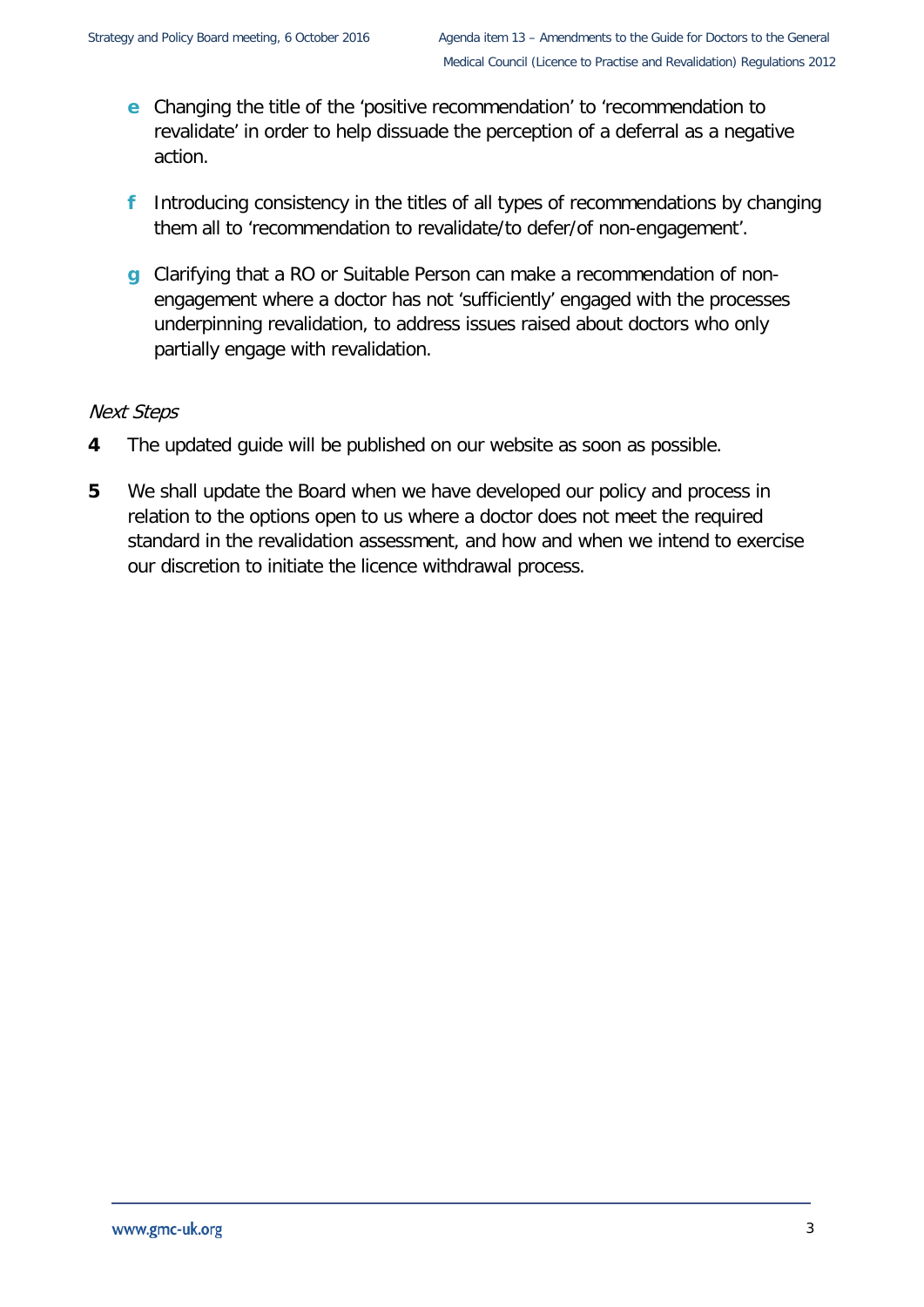e Changing the title of the 'positive recommendation' to 'recommendation to revalidate' in order to help dissuade the perception of a deferral as a negative action.

f Introducing consistency in the titles of all types of recommendations by changing them all to 'recommendation to revalidate/to defer/of non-engagement'.

g Clarifying that a RO or Suitable Person can make a recommendation of non-engagement where a doctor has not 'sufficiently' engaged with the processes underpinning revalidation, to address issues raised about doctors who only partially engage with revalidation.

*Next Steps*

**4** The updated guide will be published on our website as soon as possible.

**5** We shall update the Board when we have developed our policy and process in relation to the options open to us where a doctor does not meet the required standard in the revalidation assessment, and how and when we intend to exercise our discretion to initiate the licence withdrawal process.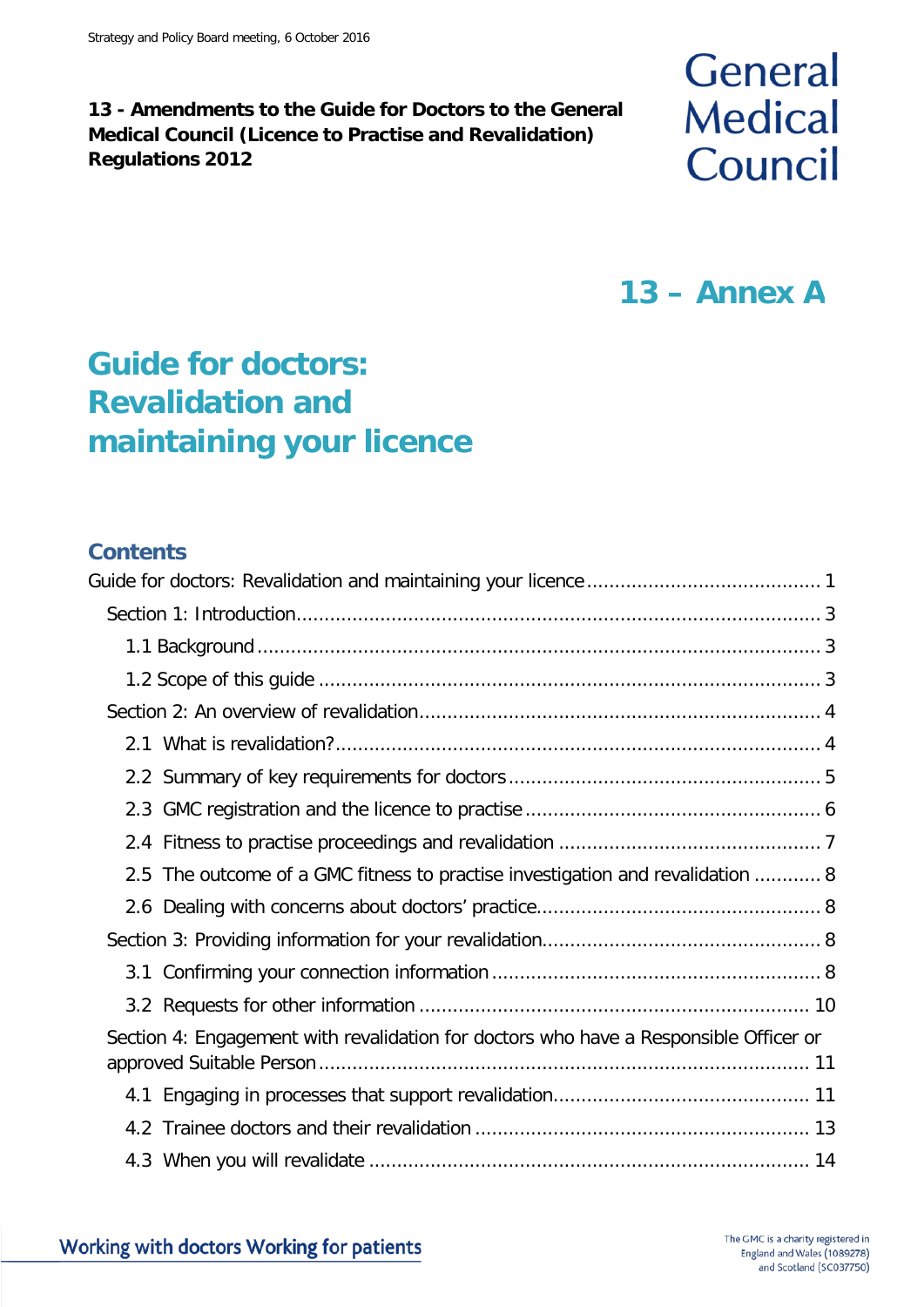**13 - Amendments to the Guide for Doctors to the General Medical Council (Licence to Practise and Revalidation) Regulations 2012**

General Medical Council

# 13 – Annex A

# Guide for doctors: Revalidation and maintaining your licence

## Contents

Guide for doctors: Revalidation and maintaining your licence ........................................ 1

- Section 1: Introduction........................................................................................... 3
  - 1.1 Background ................................................................................................... 3
  - 1.2 Scope of this guide ........................................................................................ 3
- Section 2: An overview of revalidation....................................................................... 4
  - 2.1 What is revalidation?...................................................................................... 4
  - 2.2 Summary of key requirements for doctors ....................................................... 5
  - 2.3 GMC registration and the licence to practise ................................................... 6
  - 2.4 Fitness to practise proceedings and revalidation .............................................. 7
  - 2.5 The outcome of a GMC fitness to practise investigation and revalidation ............ 8
  - 2.6 Dealing with concerns about doctors' practice.................................................. 8
- Section 3: Providing information for your revalidation................................................. 8
  - 3.1 Confirming your connection information .......................................................... 8
  - 3.2 Requests for other information .................................................................... 10
- Section 4: Engagement with revalidation for doctors who have a Responsible Officer or approved Suitable Person ...................................................................................... 11
  - 4.1 Engaging in processes that support revalidation............................................. 11
  - 4.2 Trainee doctors and their revalidation ........................................................... 13
  - 4.3 When you will revalidate .............................................................................. 14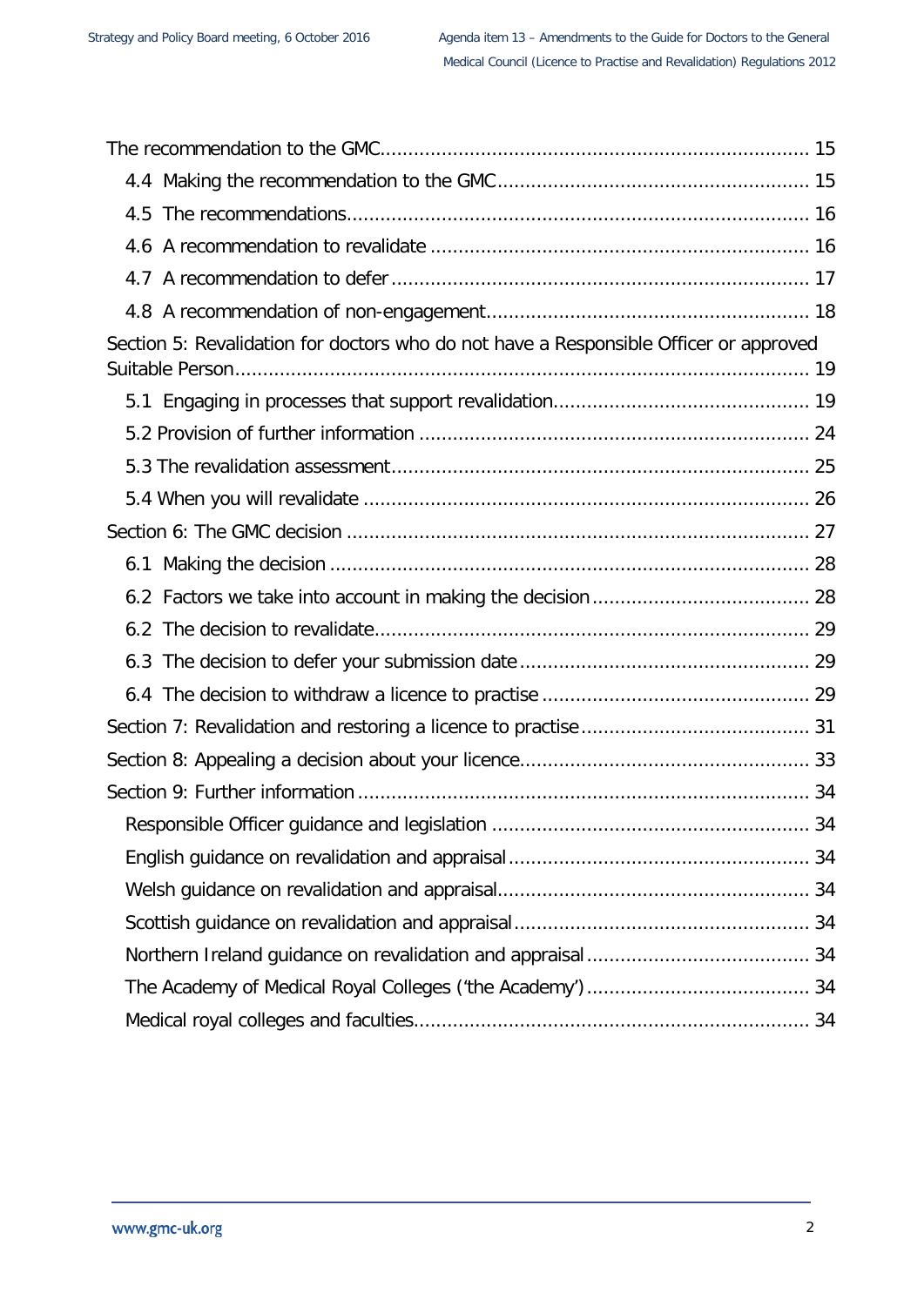The recommendation to the GMC ........................................................................... 15

- 4.4 Making the recommendation to the GMC ....................................................... 15
- 4.5 The recommendations ................................................................................. 16
- 4.6 A recommendation to revalidate ................................................................... 16
- 4.7 A recommendation to defer ......................................................................... 17
- 4.8 A recommendation of non-engagement ........................................................ 18

Section 5: Revalidation for doctors who do not have a Responsible Officer or approved Suitable Person ..................................................................................................... 19

- 5.1 Engaging in processes that support revalidation ............................................. 19
- 5.2 Provision of further information ..................................................................... 24
- 5.3 The revalidation assessment .......................................................................... 25
- 5.4 When you will revalidate ............................................................................... 26

Section 6: The GMC decision .................................................................................. 27

- 6.1 Making the decision ..................................................................................... 28
- 6.2 Factors we take into account in making the decision ...................................... 28
- 6.2 The decision to revalidate ............................................................................. 29
- 6.3 The decision to defer your submission date ................................................... 29
- 6.4 The decision to withdraw a licence to practise ............................................... 29

Section 7: Revalidation and restoring a licence to practise ........................................ 31

Section 8: Appealing a decision about your licence ................................................... 33

Section 9: Further information ................................................................................ 34

- Responsible Officer guidance and legislation ........................................................ 34
- English guidance on revalidation and appraisal ..................................................... 34
- Welsh guidance on revalidation and appraisal ....................................................... 34
- Scottish guidance on revalidation and appraisal .................................................... 34
- Northern Ireland guidance on revalidation and appraisal ....................................... 34
- The Academy of Medical Royal Colleges ('the Academy') ....................................... 34
- Medical royal colleges and faculties ...................................................................... 34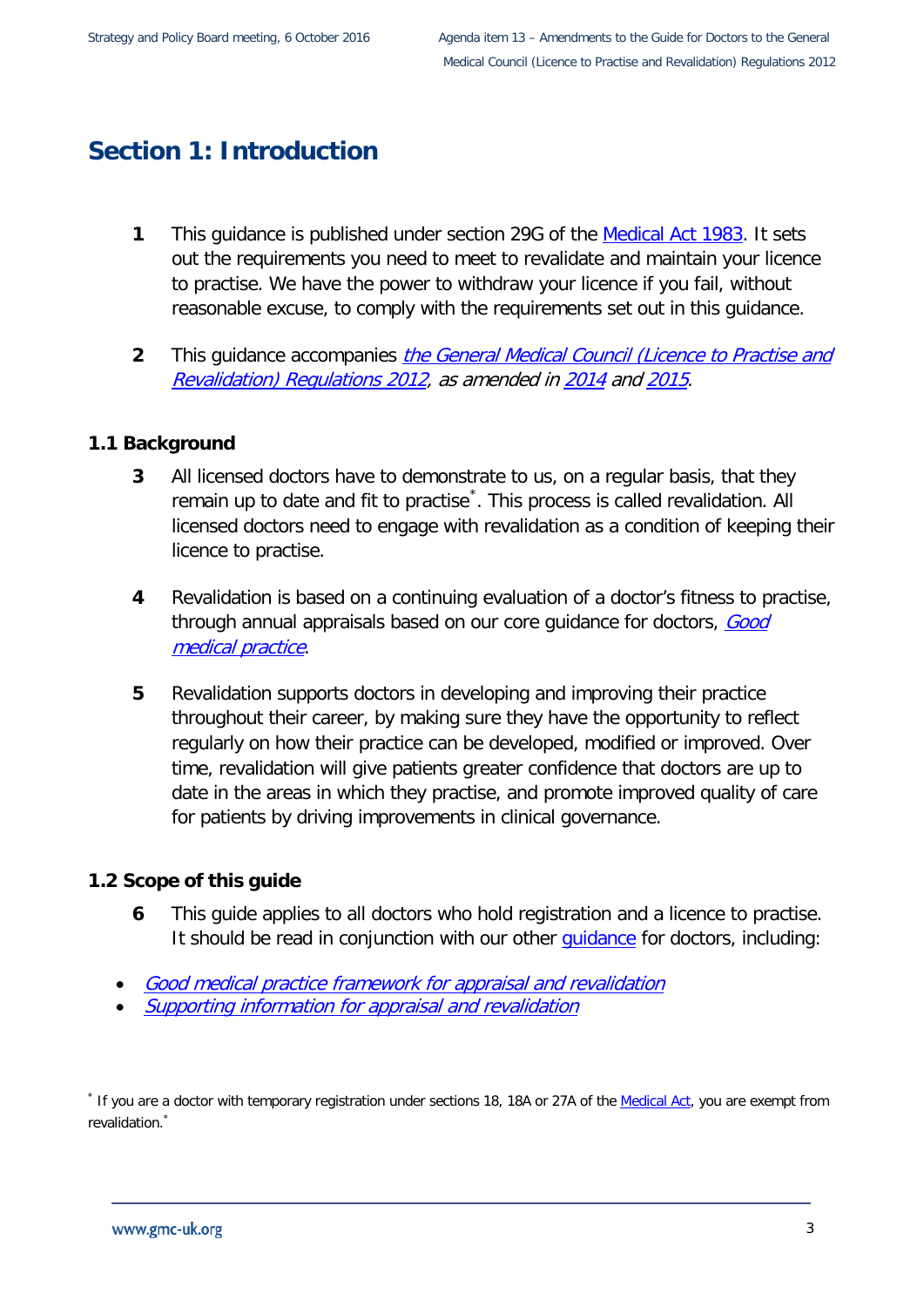## Section 1: Introduction

**1** This guidance is published under section 29G of the Medical Act 1983. It sets out the requirements you need to meet to revalidate and maintain your licence to practise. We have the power to withdraw your licence if you fail, without reasonable excuse, to comply with the requirements set out in this guidance.

**2** This guidance accompanies *the General Medical Council (Licence to Practise and Revalidation) Regulations 2012, as amended in 2014 and 2015*.

### 1.1 Background

**3** All licensed doctors have to demonstrate to us, on a regular basis, that they remain up to date and fit to practise*. This process is called revalidation. All licensed doctors need to engage with revalidation as a condition of keeping their licence to practise.

**4** Revalidation is based on a continuing evaluation of a doctor's fitness to practise, through annual appraisals based on our core guidance for doctors, *Good medical practice*.

**5** Revalidation supports doctors in developing and improving their practice throughout their career, by making sure they have the opportunity to reflect regularly on how their practice can be developed, modified or improved. Over time, revalidation will give patients greater confidence that doctors are up to date in the areas in which they practise, and promote improved quality of care for patients by driving improvements in clinical governance.

### 1.2 Scope of this guide

**6** This guide applies to all doctors who hold registration and a licence to practise. It should be read in conjunction with our other guidance for doctors, including:

- *Good medical practice framework for appraisal and revalidation*
- *Supporting information for appraisal and revalidation*

* If you are a doctor with temporary registration under sections 18, 18A or 27A of the Medical Act, you are exempt from revalidation.*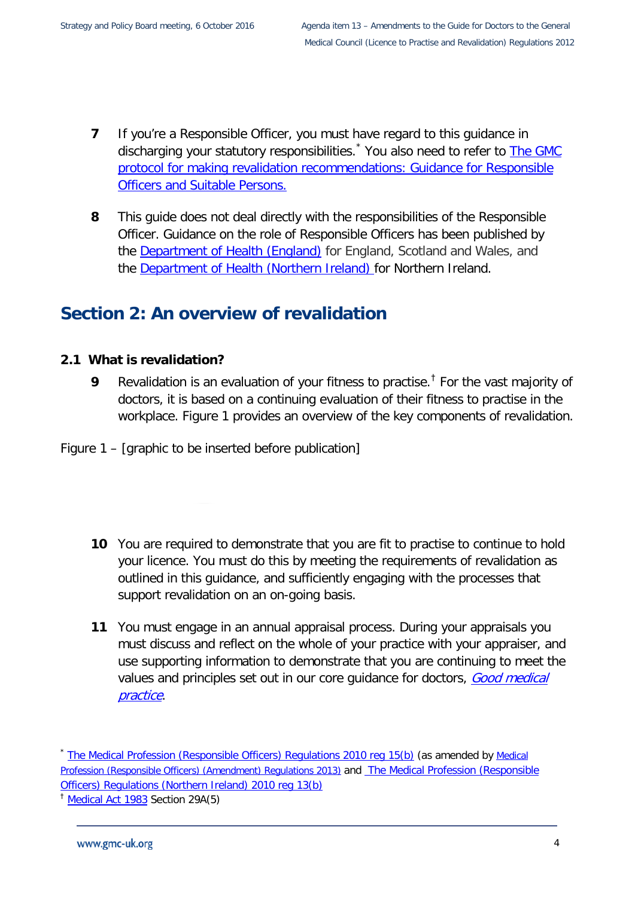**7** If you're a Responsible Officer, you must have regard to this guidance in discharging your statutory responsibilities.[*] You also need to refer to The GMC protocol for making revalidation recommendations: Guidance for Responsible Officers and Suitable Persons.

**8** This guide does not deal directly with the responsibilities of the Responsible Officer. Guidance on the role of Responsible Officers has been published by the Department of Health (England) for England, Scotland and Wales, and the Department of Health (Northern Ireland) for Northern Ireland.

## Section 2: An overview of revalidation

### 2.1 What is revalidation?

**9** Revalidation is an evaluation of your fitness to practise.[†] For the vast majority of doctors, it is based on a continuing evaluation of their fitness to practise in the workplace. Figure 1 provides an overview of the key components of revalidation.

Figure 1 – [graphic to be inserted before publication]

**10** You are required to demonstrate that you are fit to practise to continue to hold your licence. You must do this by meeting the requirements of revalidation as outlined in this guidance, and sufficiently engaging with the processes that support revalidation on an on-going basis.

**11** You must engage in an annual appraisal process. During your appraisals you must discuss and reflect on the whole of your practice with your appraiser, and use supporting information to demonstrate that you are continuing to meet the values and principles set out in our core guidance for doctors, *Good medical practice*.

---

[*] The Medical Profession (Responsible Officers) Regulations 2010 reg 15(b) (as amended by Medical Profession (Responsible Officers) (Amendment) Regulations 2013) and The Medical Profession (Responsible Officers) Regulations (Northern Ireland) 2010 reg 13(b)

[†] Medical Act 1983 Section 29A(5)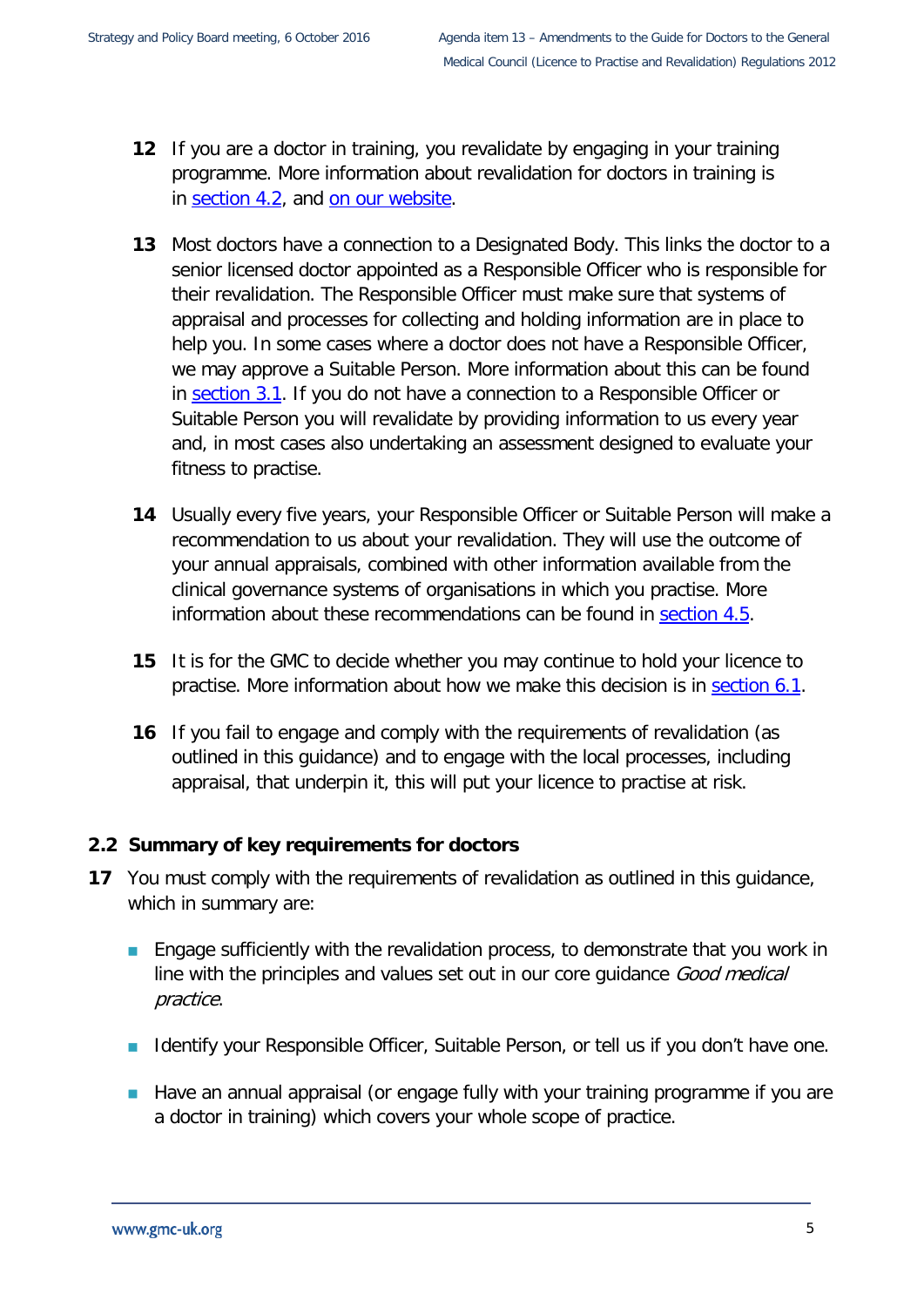**12** If you are a doctor in training, you revalidate by engaging in your training programme. More information about revalidation for doctors in training is in section 4.2, and on our website.

**13** Most doctors have a connection to a Designated Body. This links the doctor to a senior licensed doctor appointed as a Responsible Officer who is responsible for their revalidation. The Responsible Officer must make sure that systems of appraisal and processes for collecting and holding information are in place to help you. In some cases where a doctor does not have a Responsible Officer, we may approve a Suitable Person. More information about this can be found in section 3.1. If you do not have a connection to a Responsible Officer or Suitable Person you will revalidate by providing information to us every year and, in most cases also undertaking an assessment designed to evaluate your fitness to practise.

**14** Usually every five years, your Responsible Officer or Suitable Person will make a recommendation to us about your revalidation. They will use the outcome of your annual appraisals, combined with other information available from the clinical governance systems of organisations in which you practise. More information about these recommendations can be found in section 4.5.

**15** It is for the GMC to decide whether you may continue to hold your licence to practise. More information about how we make this decision is in section 6.1.

**16** If you fail to engage and comply with the requirements of revalidation (as outlined in this guidance) and to engage with the local processes, including appraisal, that underpin it, this will put your licence to practise at risk.

## 2.2 Summary of key requirements for doctors

**17** You must comply with the requirements of revalidation as outlined in this guidance, which in summary are:

- Engage sufficiently with the revalidation process, to demonstrate that you work in line with the principles and values set out in our core guidance *Good medical practice*.
- Identify your Responsible Officer, Suitable Person, or tell us if you don't have one.
- Have an annual appraisal (or engage fully with your training programme if you are a doctor in training) which covers your whole scope of practice.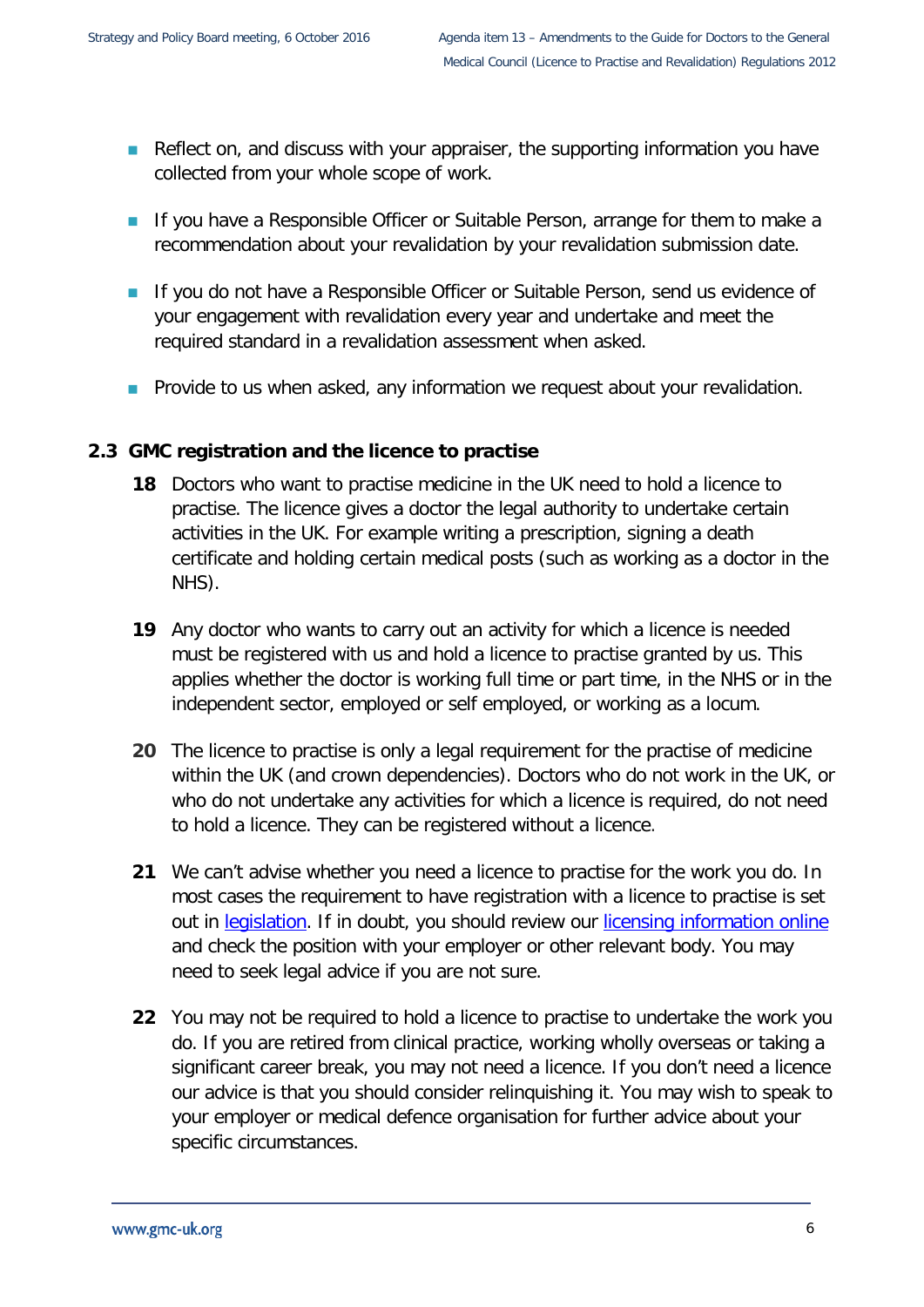- Reflect on, and discuss with your appraiser, the supporting information you have collected from your whole scope of work.
- If you have a Responsible Officer or Suitable Person, arrange for them to make a recommendation about your revalidation by your revalidation submission date.
- If you do not have a Responsible Officer or Suitable Person, send us evidence of your engagement with revalidation every year and undertake and meet the required standard in a revalidation assessment when asked.
- Provide to us when asked, any information we request about your revalidation.

### 2.3 GMC registration and the licence to practise

**18** Doctors who want to practise medicine in the UK need to hold a licence to practise. The licence gives a doctor the legal authority to undertake certain activities in the UK. For example writing a prescription, signing a death certificate and holding certain medical posts (such as working as a doctor in the NHS).

**19** Any doctor who wants to carry out an activity for which a licence is needed must be registered with us and hold a licence to practise granted by us. This applies whether the doctor is working full time or part time, in the NHS or in the independent sector, employed or self employed, or working as a locum.

**20** The licence to practise is only a legal requirement for the practise of medicine within the UK (and crown dependencies). Doctors who do not work in the UK, or who do not undertake any activities for which a licence is required, do not need to hold a licence. They can be registered without a licence.

**21** We can't advise whether you need a licence to practise for the work you do. In most cases the requirement to have registration with a licence to practise is set out in legislation. If in doubt, you should review our licensing information online and check the position with your employer or other relevant body. You may need to seek legal advice if you are not sure.

**22** You may not be required to hold a licence to practise to undertake the work you do. If you are retired from clinical practice, working wholly overseas or taking a significant career break, you may not need a licence. If you don't need a licence our advice is that you should consider relinquishing it. You may wish to speak to your employer or medical defence organisation for further advice about your specific circumstances.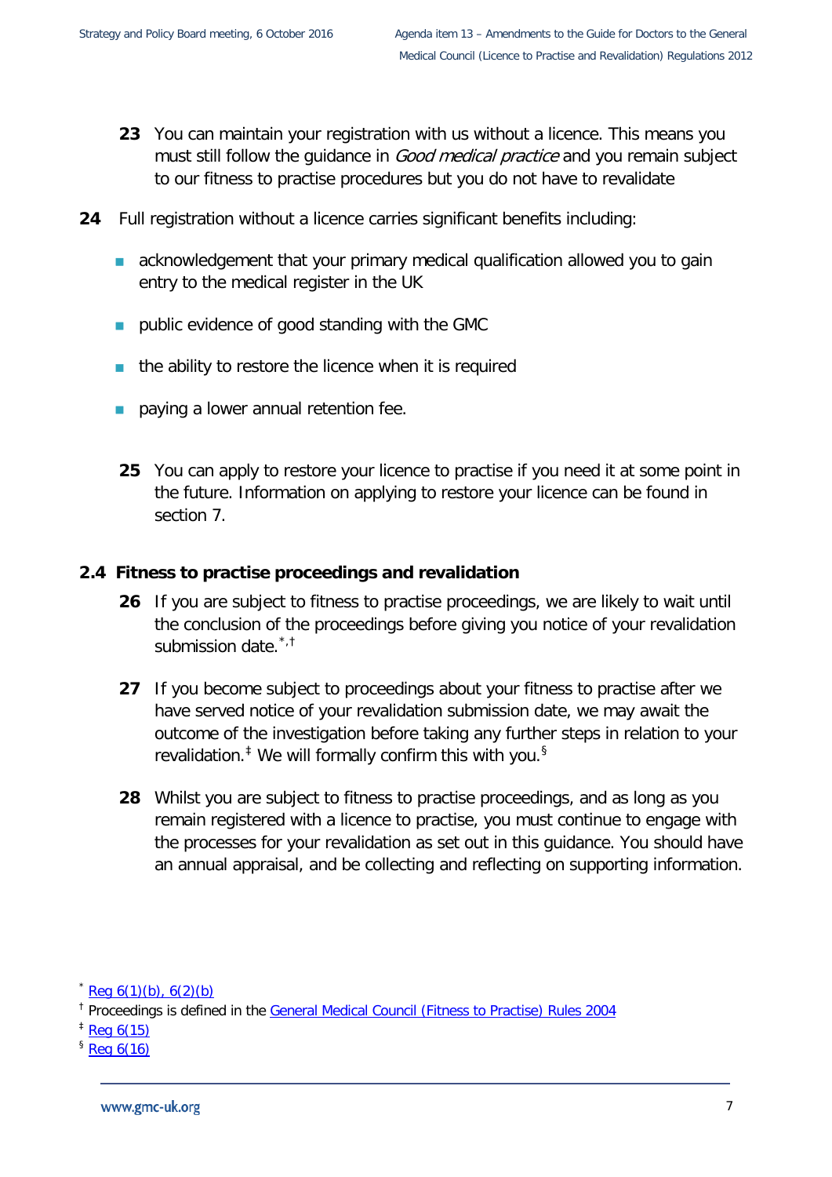**23** You can maintain your registration with us without a licence. This means you must still follow the guidance in *Good medical practice* and you remain subject to our fitness to practise procedures but you do not have to revalidate

**24** Full registration without a licence carries significant benefits including:

- acknowledgement that your primary medical qualification allowed you to gain entry to the medical register in the UK
- public evidence of good standing with the GMC
- the ability to restore the licence when it is required
- paying a lower annual retention fee.

**25** You can apply to restore your licence to practise if you need it at some point in the future. Information on applying to restore your licence can be found in section 7.

## 2.4 Fitness to practise proceedings and revalidation

**26** If you are subject to fitness to practise proceedings, we are likely to wait until the conclusion of the proceedings before giving you notice of your revalidation submission date.[*,†]

**27** If you become subject to proceedings about your fitness to practise after we have served notice of your revalidation submission date, we may await the outcome of the investigation before taking any further steps in relation to your revalidation.[‡] We will formally confirm this with you.[§]

**28** Whilst you are subject to fitness to practise proceedings, and as long as you remain registered with a licence to practise, you must continue to engage with the processes for your revalidation as set out in this guidance. You should have an annual appraisal, and be collecting and reflecting on supporting information.

---

[*] Reg 6(1)(b), 6(2)(b)

[†] Proceedings is defined in the General Medical Council (Fitness to Practise) Rules 2004

[‡] Reg 6(15)

[§] Reg 6(16)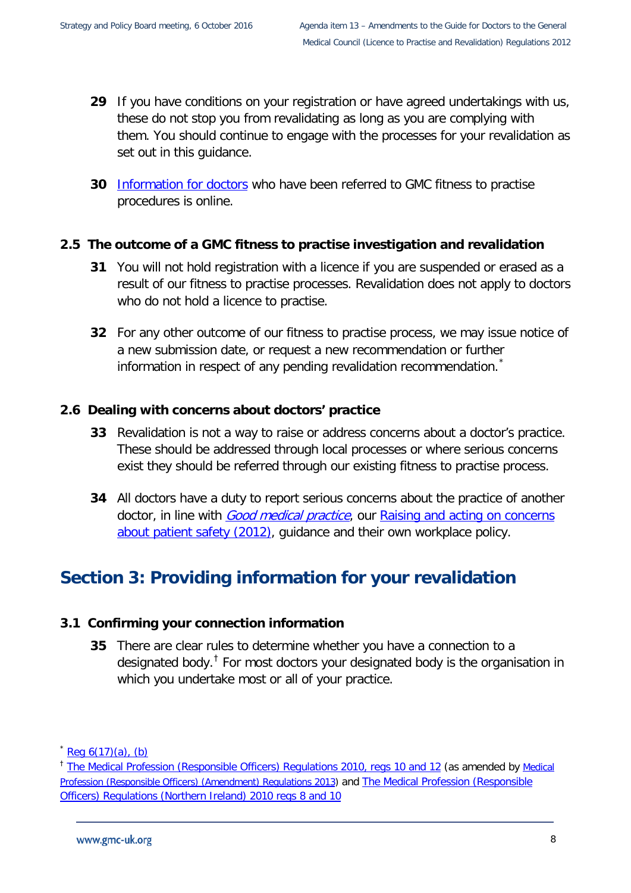**29** If you have conditions on your registration or have agreed undertakings with us, these do not stop you from revalidating as long as you are complying with them. You should continue to engage with the processes for your revalidation as set out in this guidance.

**30** Information for doctors who have been referred to GMC fitness to practise procedures is online.

### 2.5 The outcome of a GMC fitness to practise investigation and revalidation

**31** You will not hold registration with a licence if you are suspended or erased as a result of our fitness to practise processes. Revalidation does not apply to doctors who do not hold a licence to practise.

**32** For any other outcome of our fitness to practise process, we may issue notice of a new submission date, or request a new recommendation or further information in respect of any pending revalidation recommendation.*

### 2.6 Dealing with concerns about doctors' practice

**33** Revalidation is not a way to raise or address concerns about a doctor's practice. These should be addressed through local processes or where serious concerns exist they should be referred through our existing fitness to practise process.

**34** All doctors have a duty to report serious concerns about the practice of another doctor, in line with *Good medical practice*, our Raising and acting on concerns about patient safety (2012), guidance and their own workplace policy.

## Section 3: Providing information for your revalidation

### 3.1 Confirming your connection information

**35** There are clear rules to determine whether you have a connection to a designated body.† For most doctors your designated body is the organisation in which you undertake most or all of your practice.

---

\* Reg 6(17)(a), (b)

† The Medical Profession (Responsible Officers) Regulations 2010, regs 10 and 12 (as amended by Medical Profession (Responsible Officers) (Amendment) Regulations 2013) and The Medical Profession (Responsible Officers) Regulations (Northern Ireland) 2010 regs 8 and 10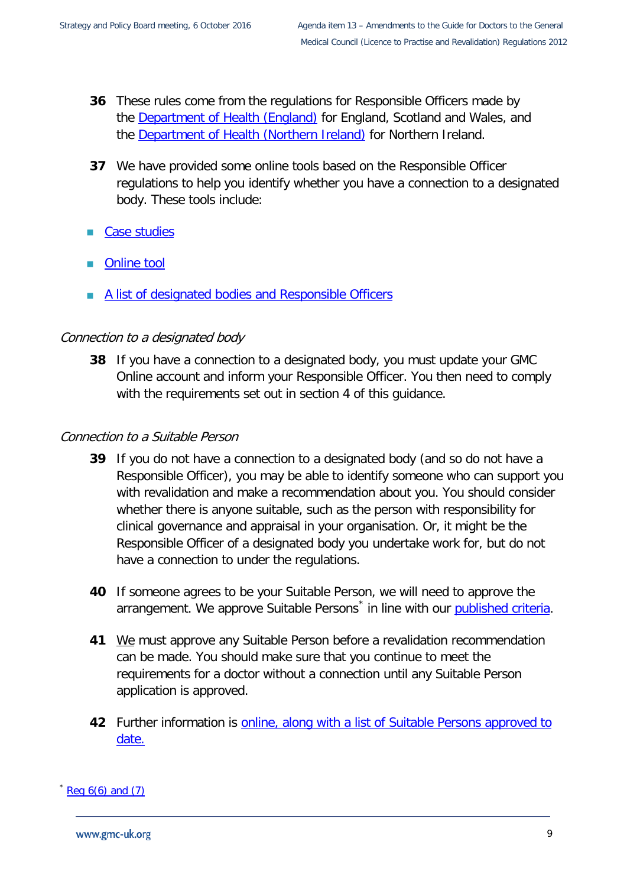36 These rules come from the regulations for Responsible Officers made by the Department of Health (England) for England, Scotland and Wales, and the Department of Health (Northern Ireland) for Northern Ireland.

37 We have provided some online tools based on the Responsible Officer regulations to help you identify whether you have a connection to a designated body. These tools include:

- Case studies
- Online tool
- A list of designated bodies and Responsible Officers

*Connection to a designated body*

38 If you have a connection to a designated body, you must update your GMC Online account and inform your Responsible Officer. You then need to comply with the requirements set out in section 4 of this guidance.

*Connection to a Suitable Person*

39 If you do not have a connection to a designated body (and so do not have a Responsible Officer), you may be able to identify someone who can support you with revalidation and make a recommendation about you. You should consider whether there is anyone suitable, such as the person with responsibility for clinical governance and appraisal in your organisation. Or, it might be the Responsible Officer of a designated body you undertake work for, but do not have a connection to under the regulations.

40 If someone agrees to be your Suitable Person, we will need to approve the arrangement. We approve Suitable Persons* in line with our published criteria.

41 We must approve any Suitable Person before a revalidation recommendation can be made. You should make sure that you continue to meet the requirements for a doctor without a connection until any Suitable Person application is approved.

42 Further information is online, along with a list of Suitable Persons approved to date.

* Reg 6(6) and (7)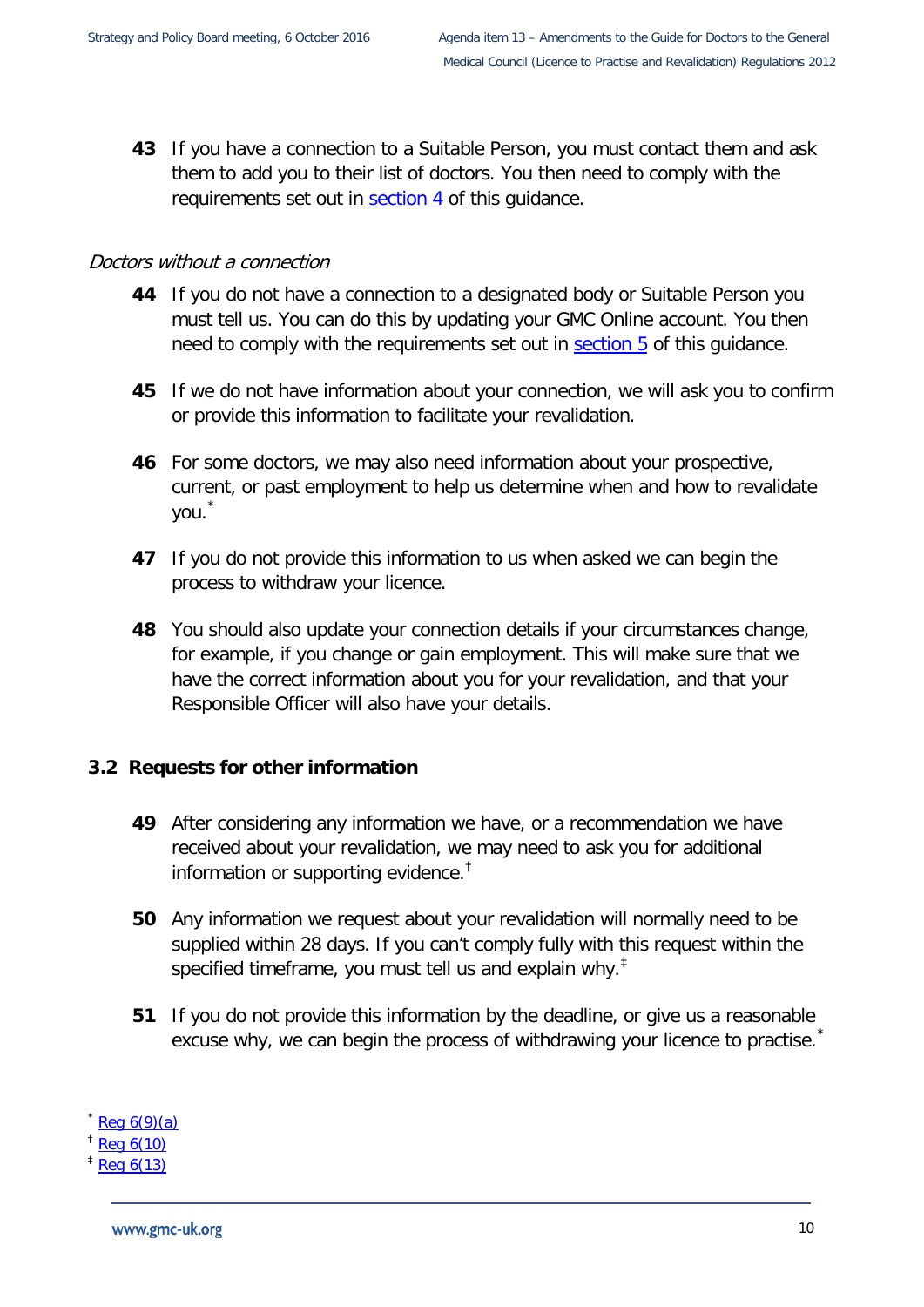**43** If you have a connection to a Suitable Person, you must contact them and ask them to add you to their list of doctors. You then need to comply with the requirements set out in [section 4](#) of this guidance.

*Doctors without a connection*

**44** If you do not have a connection to a designated body or Suitable Person you must tell us. You can do this by updating your GMC Online account. You then need to comply with the requirements set out in [section 5](#) of this guidance.

**45** If we do not have information about your connection, we will ask you to confirm or provide this information to facilitate your revalidation.

**46** For some doctors, we may also need information about your prospective, current, or past employment to help us determine when and how to revalidate you.[*]

**47** If you do not provide this information to us when asked we can begin the process to withdraw your licence.

**48** You should also update your connection details if your circumstances change, for example, if you change or gain employment. This will make sure that we have the correct information about you for your revalidation, and that your Responsible Officer will also have your details.

### 3.2 Requests for other information

**49** After considering any information we have, or a recommendation we have received about your revalidation, we may need to ask you for additional information or supporting evidence.[†]

**50** Any information we request about your revalidation will normally need to be supplied within 28 days. If you can't comply fully with this request within the specified timeframe, you must tell us and explain why.[‡]

**51** If you do not provide this information by the deadline, or give us a reasonable excuse why, we can begin the process of withdrawing your licence to practise.[*]

[*] Reg 6(9)(a)
[†] Reg 6(10)
[‡] Reg 6(13)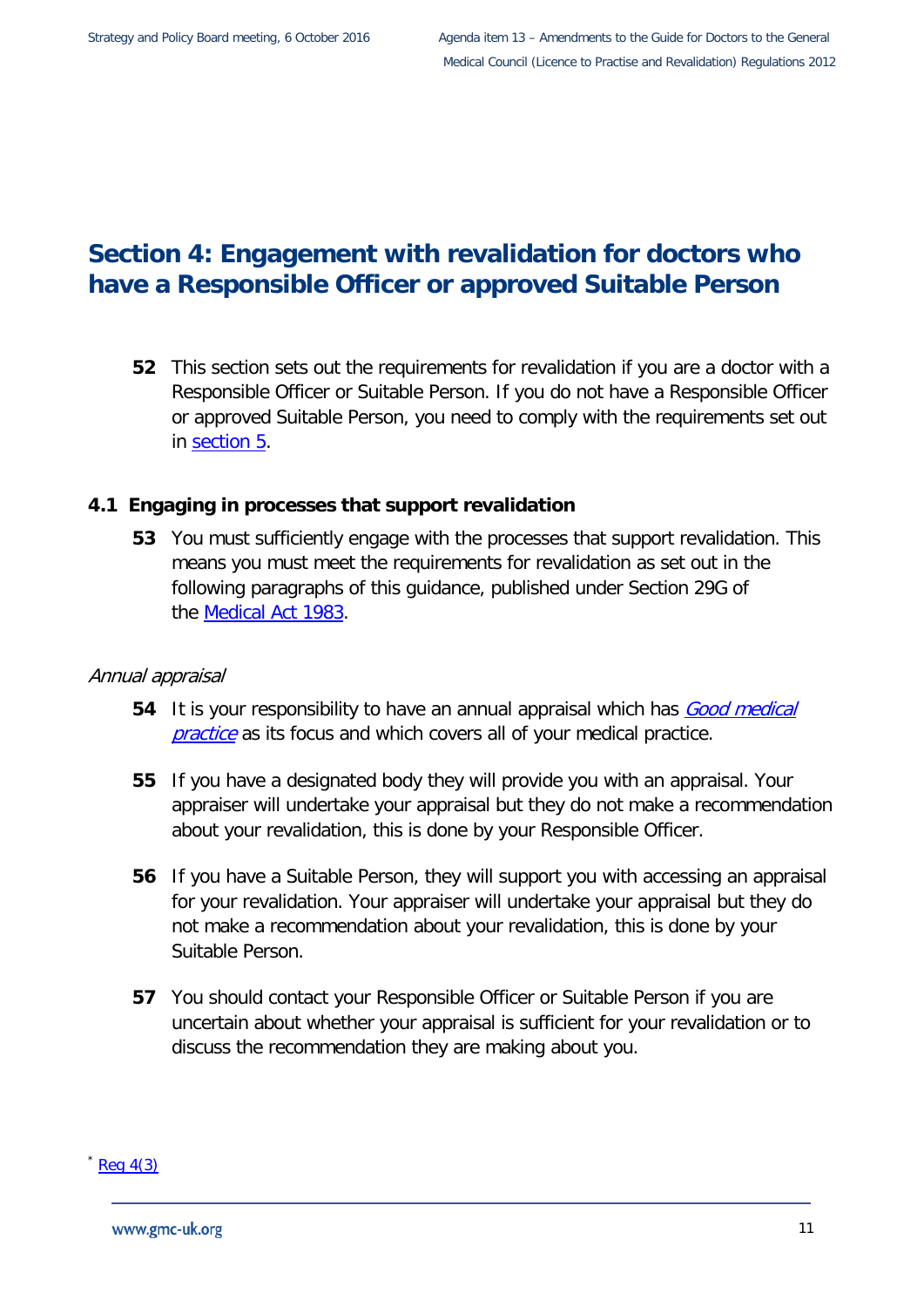## Section 4: Engagement with revalidation for doctors who have a Responsible Officer or approved Suitable Person

**52** This section sets out the requirements for revalidation if you are a doctor with a Responsible Officer or Suitable Person. If you do not have a Responsible Officer or approved Suitable Person, you need to comply with the requirements set out in section 5.

### 4.1 Engaging in processes that support revalidation

**53** You must sufficiently engage with the processes that support revalidation. This means you must meet the requirements for revalidation as set out in the following paragraphs of this guidance, published under Section 29G of the Medical Act 1983.

*Annual appraisal*

**54** It is your responsibility to have an annual appraisal which has *Good medical practice* as its focus and which covers all of your medical practice.

**55** If you have a designated body they will provide you with an appraisal. Your appraiser will undertake your appraisal but they do not make a recommendation about your revalidation, this is done by your Responsible Officer.

**56** If you have a Suitable Person, they will support you with accessing an appraisal for your revalidation. Your appraiser will undertake your appraisal but they do not make a recommendation about your revalidation, this is done by your Suitable Person.

**57** You should contact your Responsible Officer or Suitable Person if you are uncertain about whether your appraisal is sufficient for your revalidation or to discuss the recommendation they are making about you.

* Reg 4(3)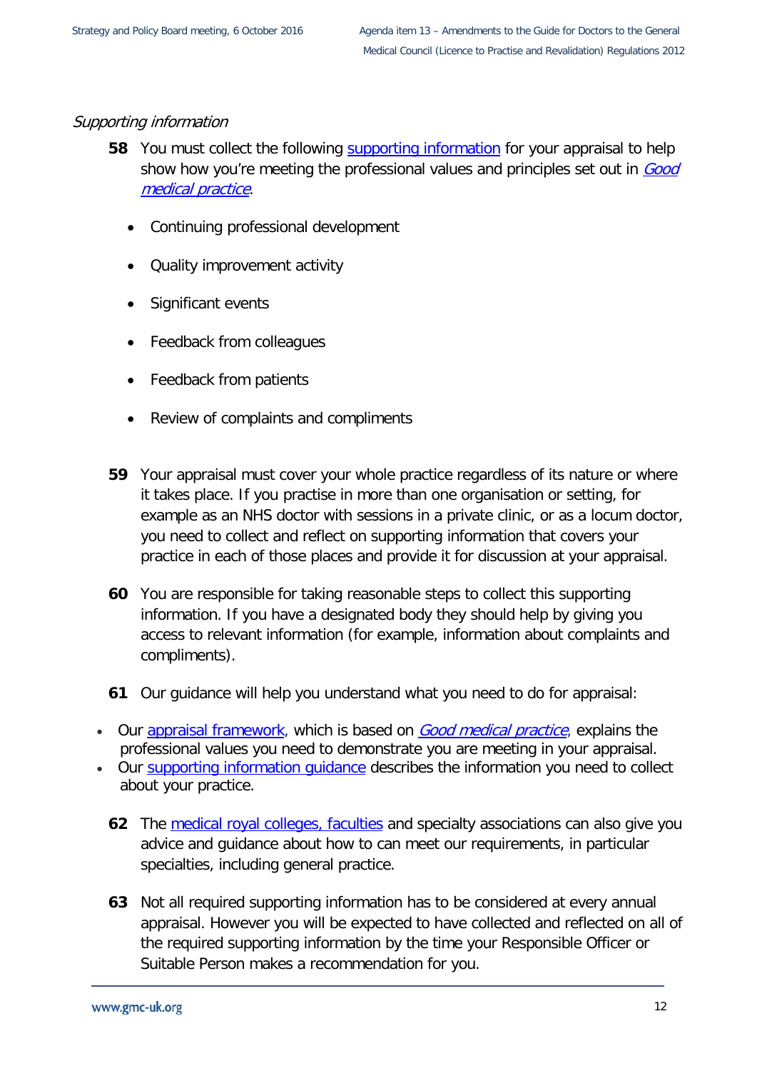*Supporting information*

**58** You must collect the following supporting information for your appraisal to help show how you're meeting the professional values and principles set out in *Good medical practice*.

- Continuing professional development
- Quality improvement activity
- Significant events
- Feedback from colleagues
- Feedback from patients
- Review of complaints and compliments

**59** Your appraisal must cover your whole practice regardless of its nature or where it takes place. If you practise in more than one organisation or setting, for example as an NHS doctor with sessions in a private clinic, or as a locum doctor, you need to collect and reflect on supporting information that covers your practice in each of those places and provide it for discussion at your appraisal.

**60** You are responsible for taking reasonable steps to collect this supporting information. If you have a designated body they should help by giving you access to relevant information (for example, information about complaints and compliments).

**61** Our guidance will help you understand what you need to do for appraisal:

- Our appraisal framework, which is based on *Good medical practice*, explains the professional values you need to demonstrate you are meeting in your appraisal.
- Our supporting information guidance describes the information you need to collect about your practice.

**62** The medical royal colleges, faculties and specialty associations can also give you advice and guidance about how to can meet our requirements, in particular specialties, including general practice.

**63** Not all required supporting information has to be considered at every annual appraisal. However you will be expected to have collected and reflected on all of the required supporting information by the time your Responsible Officer or Suitable Person makes a recommendation for you.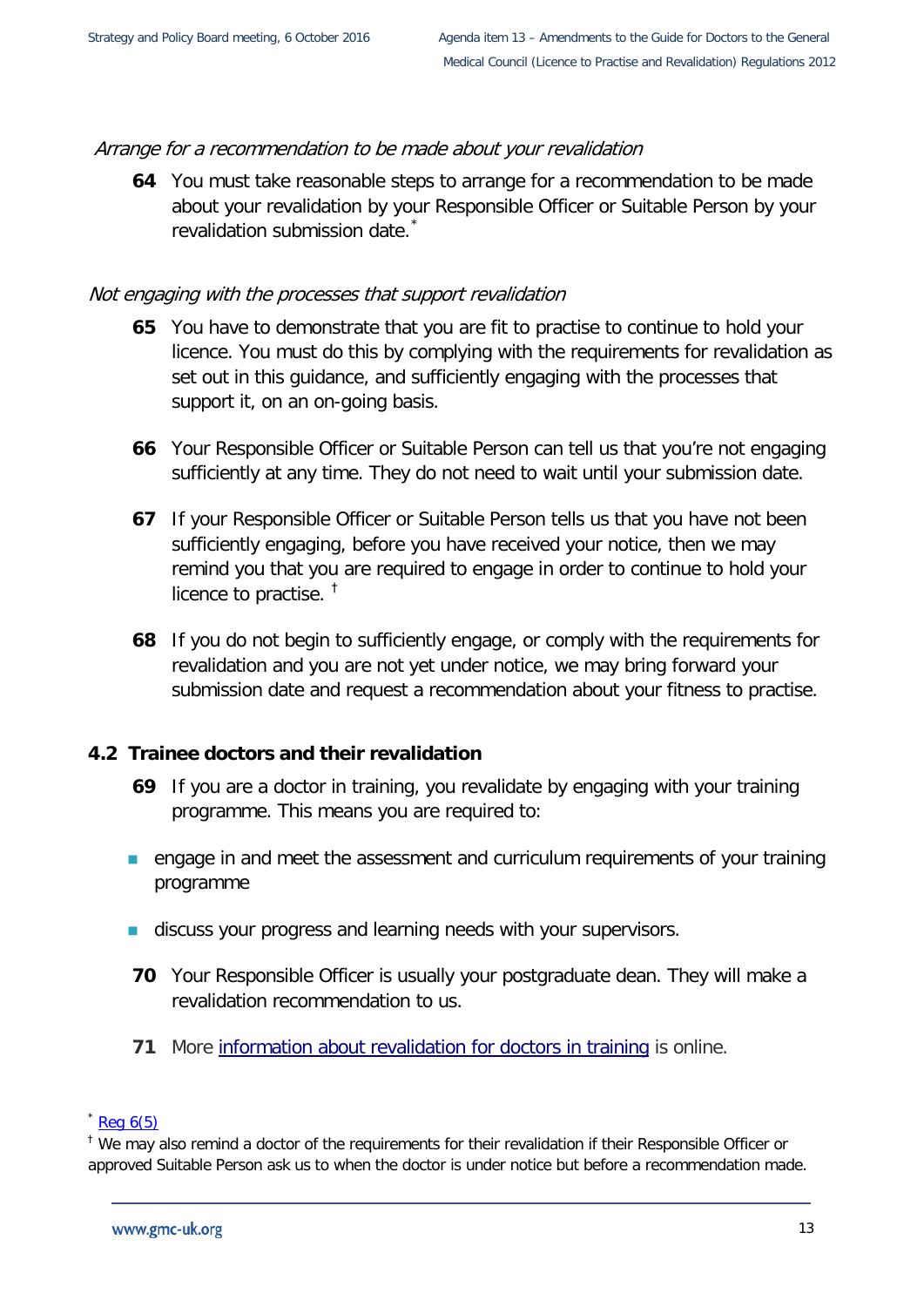*Arrange for a recommendation to be made about your revalidation*

**64** You must take reasonable steps to arrange for a recommendation to be made about your revalidation by your Responsible Officer or Suitable Person by your revalidation submission date.[*]

*Not engaging with the processes that support revalidation*

**65** You have to demonstrate that you are fit to practise to continue to hold your licence. You must do this by complying with the requirements for revalidation as set out in this guidance, and sufficiently engaging with the processes that support it, on an on-going basis.

**66** Your Responsible Officer or Suitable Person can tell us that you're not engaging sufficiently at any time. They do not need to wait until your submission date.

**67** If your Responsible Officer or Suitable Person tells us that you have not been sufficiently engaging, before you have received your notice, then we may remind you that you are required to engage in order to continue to hold your licence to practise. [†]

**68** If you do not begin to sufficiently engage, or comply with the requirements for revalidation and you are not yet under notice, we may bring forward your submission date and request a recommendation about your fitness to practise.

## 4.2 Trainee doctors and their revalidation

**69** If you are a doctor in training, you revalidate by engaging with your training programme. This means you are required to:

- engage in and meet the assessment and curriculum requirements of your training programme
- discuss your progress and learning needs with your supervisors.

**70** Your Responsible Officer is usually your postgraduate dean. They will make a revalidation recommendation to us.

**71** More [information about revalidation for doctors in training](#) is online.

[*] [Reg 6(5)](#)

[†] We may also remind a doctor of the requirements for their revalidation if their Responsible Officer or approved Suitable Person ask us to when the doctor is under notice but before a recommendation made.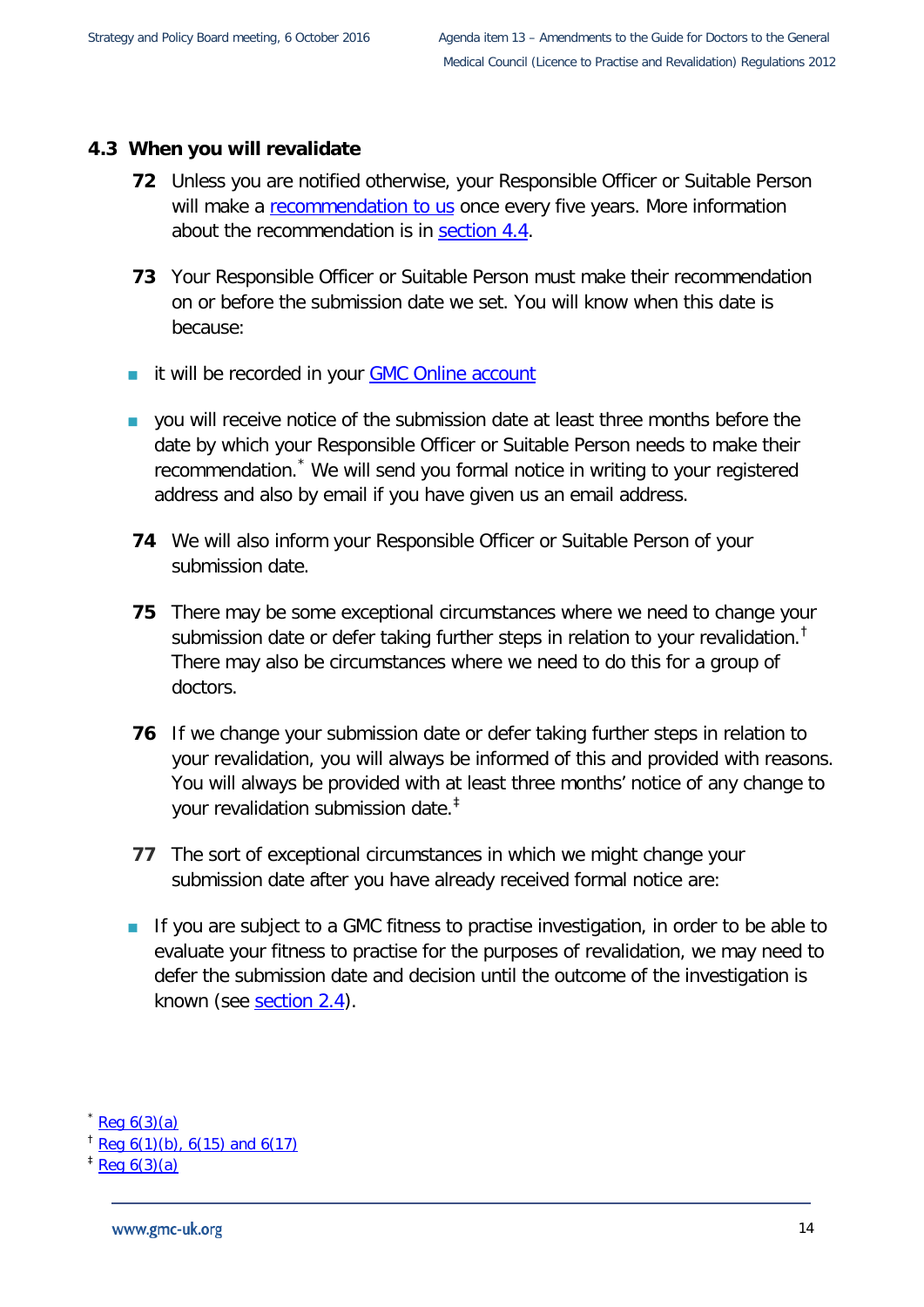## 4.3 When you will revalidate

**72** Unless you are notified otherwise, your Responsible Officer or Suitable Person will make a recommendation to us once every five years. More information about the recommendation is in section 4.4.

**73** Your Responsible Officer or Suitable Person must make their recommendation on or before the submission date we set. You will know when this date is because:

- it will be recorded in your GMC Online account
- you will receive notice of the submission date at least three months before the date by which your Responsible Officer or Suitable Person needs to make their recommendation.[*] We will send you formal notice in writing to your registered address and also by email if you have given us an email address.

**74** We will also inform your Responsible Officer or Suitable Person of your submission date.

**75** There may be some exceptional circumstances where we need to change your submission date or defer taking further steps in relation to your revalidation.[†] There may also be circumstances where we need to do this for a group of doctors.

**76** If we change your submission date or defer taking further steps in relation to your revalidation, you will always be informed of this and provided with reasons. You will always be provided with at least three months' notice of any change to your revalidation submission date.[‡]

**77** The sort of exceptional circumstances in which we might change your submission date after you have already received formal notice are:

- If you are subject to a GMC fitness to practise investigation, in order to be able to evaluate your fitness to practise for the purposes of revalidation, we may need to defer the submission date and decision until the outcome of the investigation is known (see section 2.4).

[*] Reg 6(3)(a)
[†] Reg 6(1)(b), 6(15) and 6(17)
[‡] Reg 6(3)(a)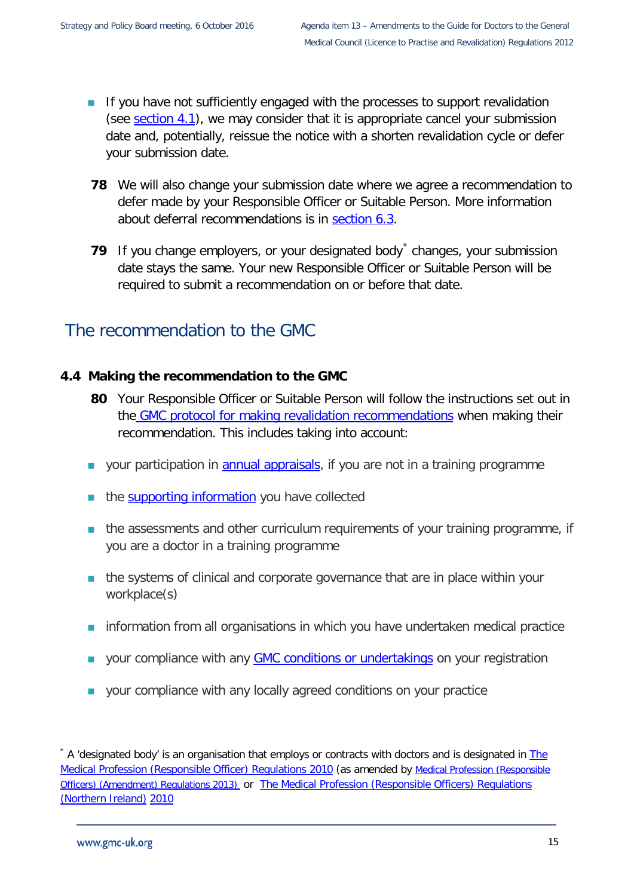- If you have not sufficiently engaged with the processes to support revalidation (see section 4.1), we may consider that it is appropriate cancel your submission date and, potentially, reissue the notice with a shorten revalidation cycle or defer your submission date.

**78** We will also change your submission date where we agree a recommendation to defer made by your Responsible Officer or Suitable Person. More information about deferral recommendations is in section 6.3.

**79** If you change employers, or your designated body* changes, your submission date stays the same. Your new Responsible Officer or Suitable Person will be required to submit a recommendation on or before that date.

## The recommendation to the GMC

### 4.4 Making the recommendation to the GMC

**80** Your Responsible Officer or Suitable Person will follow the instructions set out in the GMC protocol for making revalidation recommendations when making their recommendation. This includes taking into account:

- your participation in annual appraisals, if you are not in a training programme
- the supporting information you have collected
- the assessments and other curriculum requirements of your training programme, if you are a doctor in a training programme
- the systems of clinical and corporate governance that are in place within your workplace(s)
- information from all organisations in which you have undertaken medical practice
- your compliance with any GMC conditions or undertakings on your registration
- your compliance with any locally agreed conditions on your practice

\* A 'designated body' is an organisation that employs or contracts with doctors and is designated in The Medical Profession (Responsible Officer) Regulations 2010 (as amended by Medical Profession (Responsible Officers) (Amendment) Regulations 2013) or The Medical Profession (Responsible Officers) Regulations (Northern Ireland) 2010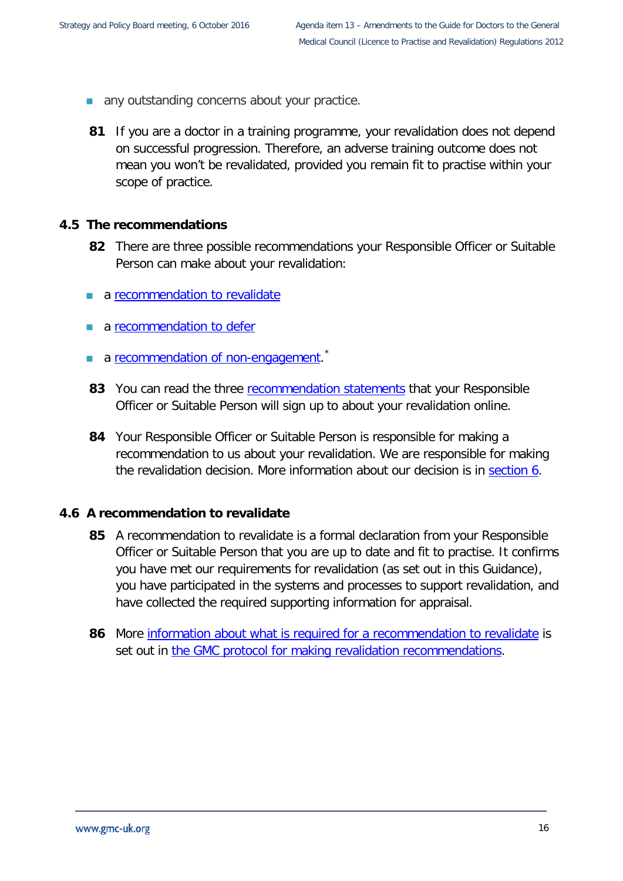- any outstanding concerns about your practice.

**81** If you are a doctor in a training programme, your revalidation does not depend on successful progression. Therefore, an adverse training outcome does not mean you won't be revalidated, provided you remain fit to practise within your scope of practice.

## 4.5 The recommendations

**82** There are three possible recommendations your Responsible Officer or Suitable Person can make about your revalidation:

- a recommendation to revalidate
- a recommendation to defer
- a recommendation of non-engagement.*

**83** You can read the three recommendation statements that your Responsible Officer or Suitable Person will sign up to about your revalidation online.

**84** Your Responsible Officer or Suitable Person is responsible for making a recommendation to us about your revalidation. We are responsible for making the revalidation decision. More information about our decision is in section 6.

## 4.6 A recommendation to revalidate

**85** A recommendation to revalidate is a formal declaration from your Responsible Officer or Suitable Person that you are up to date and fit to practise. It confirms you have met our requirements for revalidation (as set out in this Guidance), you have participated in the systems and processes to support revalidation, and have collected the required supporting information for appraisal.

**86** More information about what is required for a recommendation to revalidate is set out in the GMC protocol for making revalidation recommendations.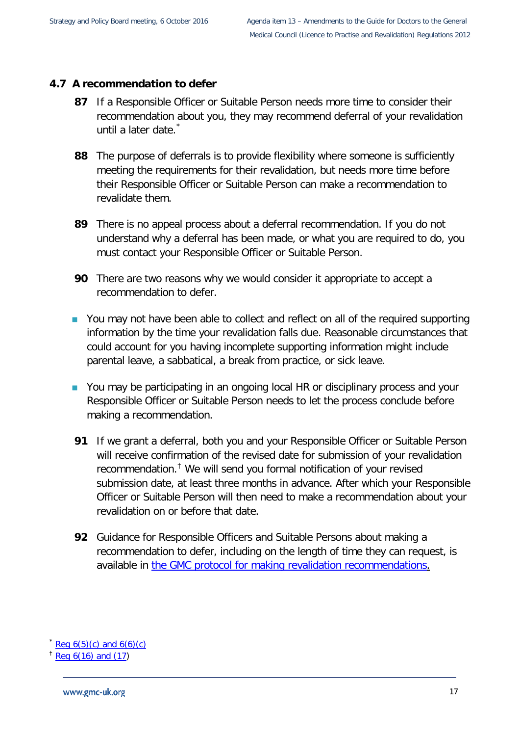### 4.7 A recommendation to defer

**87** If a Responsible Officer or Suitable Person needs more time to consider their recommendation about you, they may recommend deferral of your revalidation until a later date.[*]

**88** The purpose of deferrals is to provide flexibility where someone is sufficiently meeting the requirements for their revalidation, but needs more time before their Responsible Officer or Suitable Person can make a recommendation to revalidate them.

**89** There is no appeal process about a deferral recommendation. If you do not understand why a deferral has been made, or what you are required to do, you must contact your Responsible Officer or Suitable Person.

**90** There are two reasons why we would consider it appropriate to accept a recommendation to defer.

- You may not have been able to collect and reflect on all of the required supporting information by the time your revalidation falls due. Reasonable circumstances that could account for you having incomplete supporting information might include parental leave, a sabbatical, a break from practice, or sick leave.
- You may be participating in an ongoing local HR or disciplinary process and your Responsible Officer or Suitable Person needs to let the process conclude before making a recommendation.

**91** If we grant a deferral, both you and your Responsible Officer or Suitable Person will receive confirmation of the revised date for submission of your revalidation recommendation.[†] We will send you formal notification of your revised submission date, at least three months in advance. After which your Responsible Officer or Suitable Person will then need to make a recommendation about your revalidation on or before that date.

**92** Guidance for Responsible Officers and Suitable Persons about making a recommendation to defer, including on the length of time they can request, is available in the GMC protocol for making revalidation recommendations.

[*] Reg 6(5)(c) and 6(6)(c)
[†] Reg 6(16) and (17)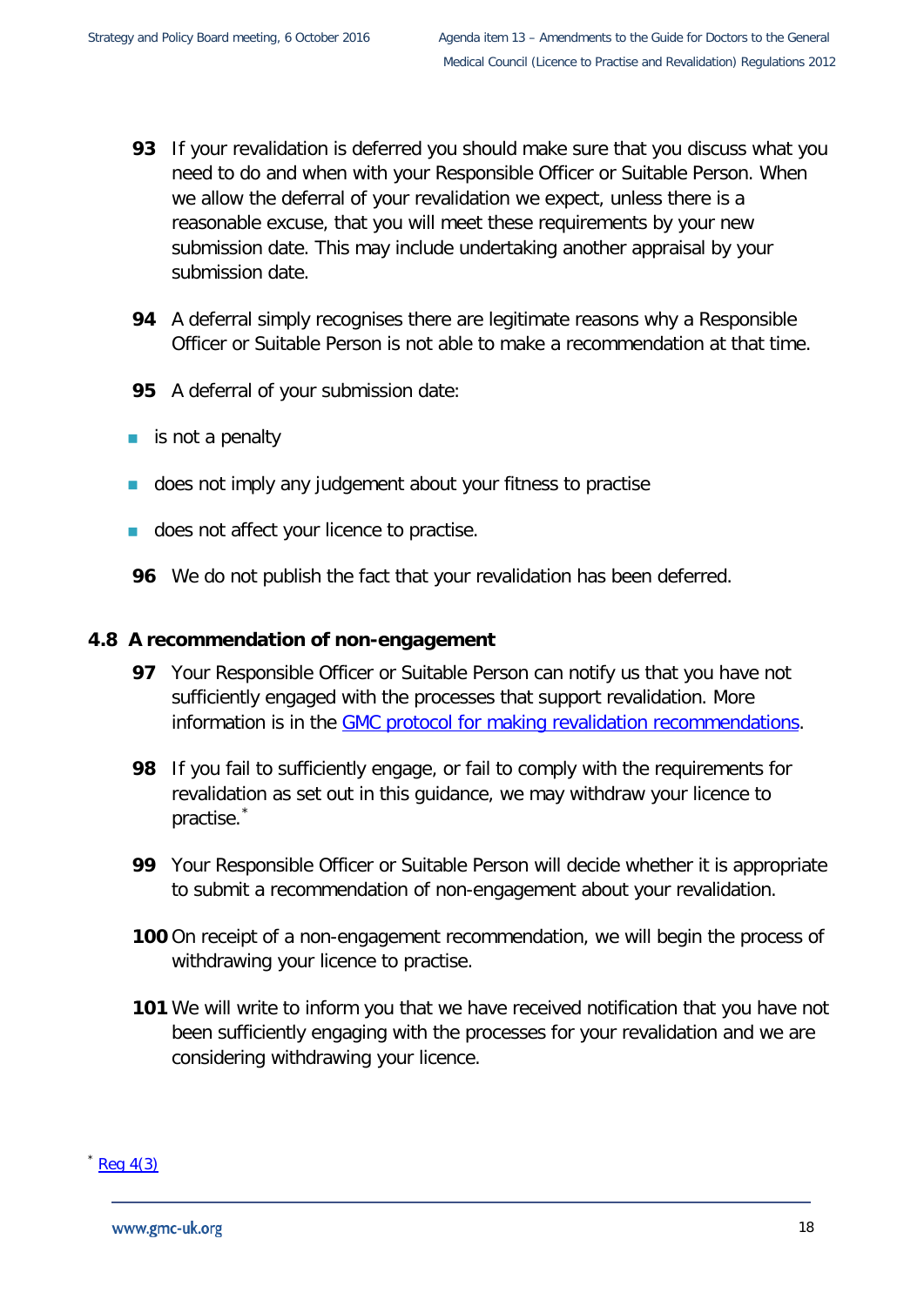**93** If your revalidation is deferred you should make sure that you discuss what you need to do and when with your Responsible Officer or Suitable Person. When we allow the deferral of your revalidation we expect, unless there is a reasonable excuse, that you will meet these requirements by your new submission date. This may include undertaking another appraisal by your submission date.

**94** A deferral simply recognises there are legitimate reasons why a Responsible Officer or Suitable Person is not able to make a recommendation at that time.

**95** A deferral of your submission date:

- is not a penalty
- does not imply any judgement about your fitness to practise
- does not affect your licence to practise.

**96** We do not publish the fact that your revalidation has been deferred.

### 4.8 A recommendation of non-engagement

**97** Your Responsible Officer or Suitable Person can notify us that you have not sufficiently engaged with the processes that support revalidation. More information is in the GMC protocol for making revalidation recommendations.

**98** If you fail to sufficiently engage, or fail to comply with the requirements for revalidation as set out in this guidance, we may withdraw your licence to practise.[*]

**99** Your Responsible Officer or Suitable Person will decide whether it is appropriate to submit a recommendation of non-engagement about your revalidation.

**100** On receipt of a non-engagement recommendation, we will begin the process of withdrawing your licence to practise.

**101** We will write to inform you that we have received notification that you have not been sufficiently engaging with the processes for your revalidation and we are considering withdrawing your licence.

[*] Reg 4(3)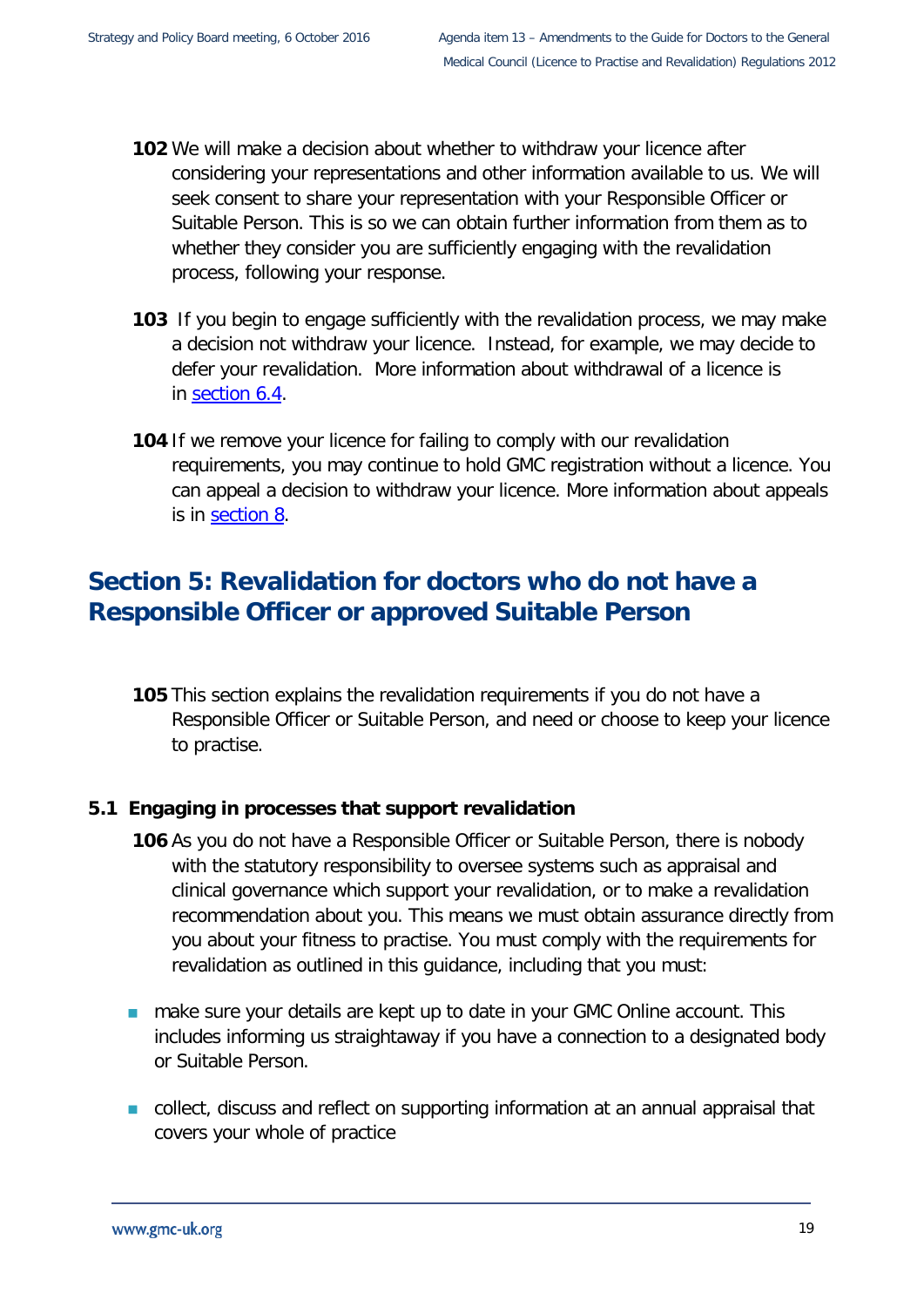**102** We will make a decision about whether to withdraw your licence after considering your representations and other information available to us. We will seek consent to share your representation with your Responsible Officer or Suitable Person. This is so we can obtain further information from them as to whether they consider you are sufficiently engaging with the revalidation process, following your response.

**103** If you begin to engage sufficiently with the revalidation process, we may make a decision not withdraw your licence. Instead, for example, we may decide to defer your revalidation. More information about withdrawal of a licence is in section 6.4.

**104** If we remove your licence for failing to comply with our revalidation requirements, you may continue to hold GMC registration without a licence. You can appeal a decision to withdraw your licence. More information about appeals is in section 8.

# Section 5: Revalidation for doctors who do not have a Responsible Officer or approved Suitable Person

**105** This section explains the revalidation requirements if you do not have a Responsible Officer or Suitable Person, and need or choose to keep your licence to practise.

### 5.1 Engaging in processes that support revalidation

**106** As you do not have a Responsible Officer or Suitable Person, there is nobody with the statutory responsibility to oversee systems such as appraisal and clinical governance which support your revalidation, or to make a revalidation recommendation about you. This means we must obtain assurance directly from you about your fitness to practise. You must comply with the requirements for revalidation as outlined in this guidance, including that you must:

- make sure your details are kept up to date in your GMC Online account. This includes informing us straightaway if you have a connection to a designated body or Suitable Person.
- collect, discuss and reflect on supporting information at an annual appraisal that covers your whole of practice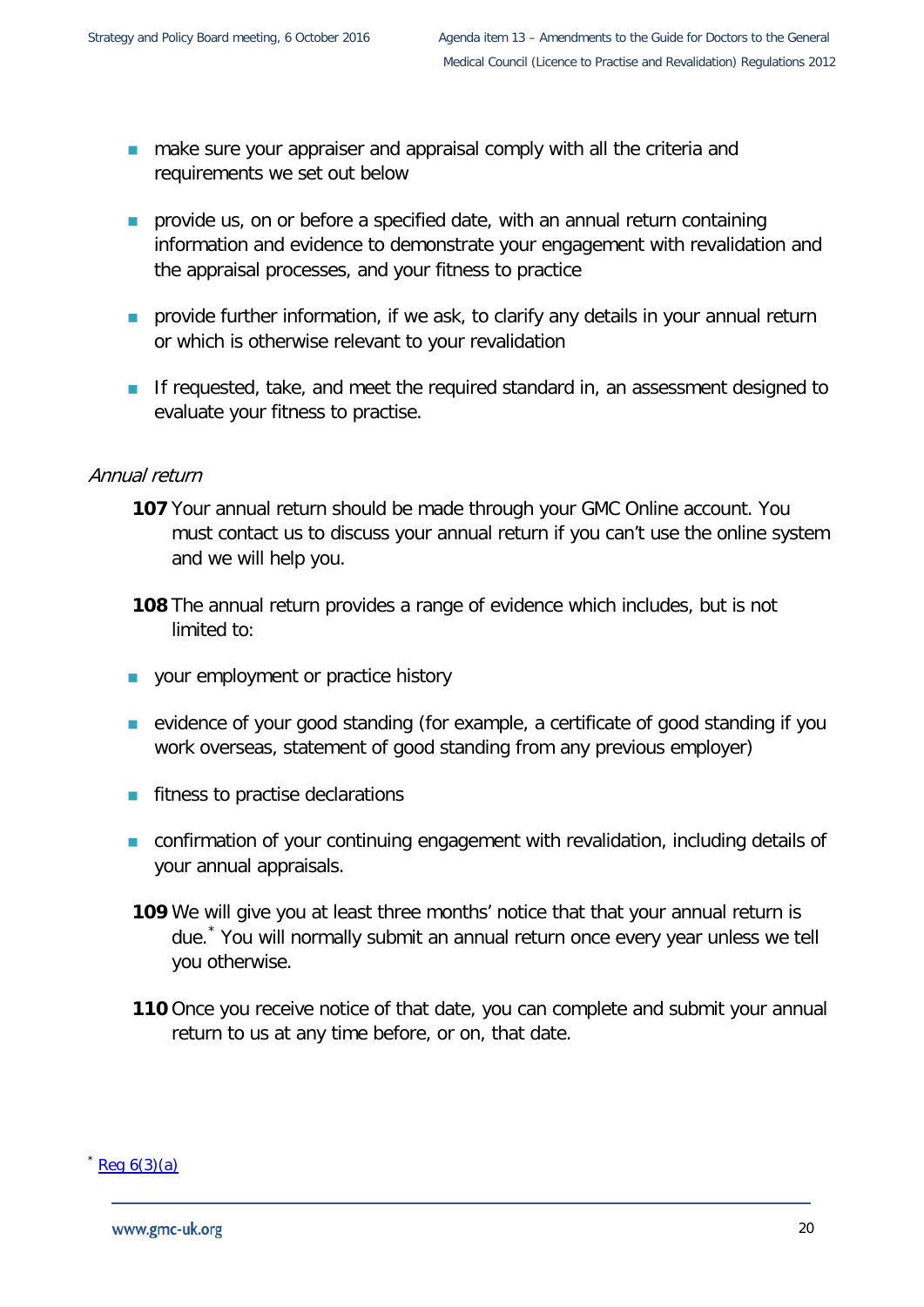- make sure your appraiser and appraisal comply with all the criteria and requirements we set out below
- provide us, on or before a specified date, with an annual return containing information and evidence to demonstrate your engagement with revalidation and the appraisal processes, and your fitness to practice
- provide further information, if we ask, to clarify any details in your annual return or which is otherwise relevant to your revalidation
- If requested, take, and meet the required standard in, an assessment designed to evaluate your fitness to practise.

*Annual return*

**107** Your annual return should be made through your GMC Online account. You must contact us to discuss your annual return if you can't use the online system and we will help you.

**108** The annual return provides a range of evidence which includes, but is not limited to:

- your employment or practice history
- evidence of your good standing (for example, a certificate of good standing if you work overseas, statement of good standing from any previous employer)
- fitness to practise declarations
- confirmation of your continuing engagement with revalidation, including details of your annual appraisals.

**109** We will give you at least three months' notice that that your annual return is due.* You will normally submit an annual return once every year unless we tell you otherwise.

**110** Once you receive notice of that date, you can complete and submit your annual return to us at any time before, or on, that date.

* Reg 6(3)(a)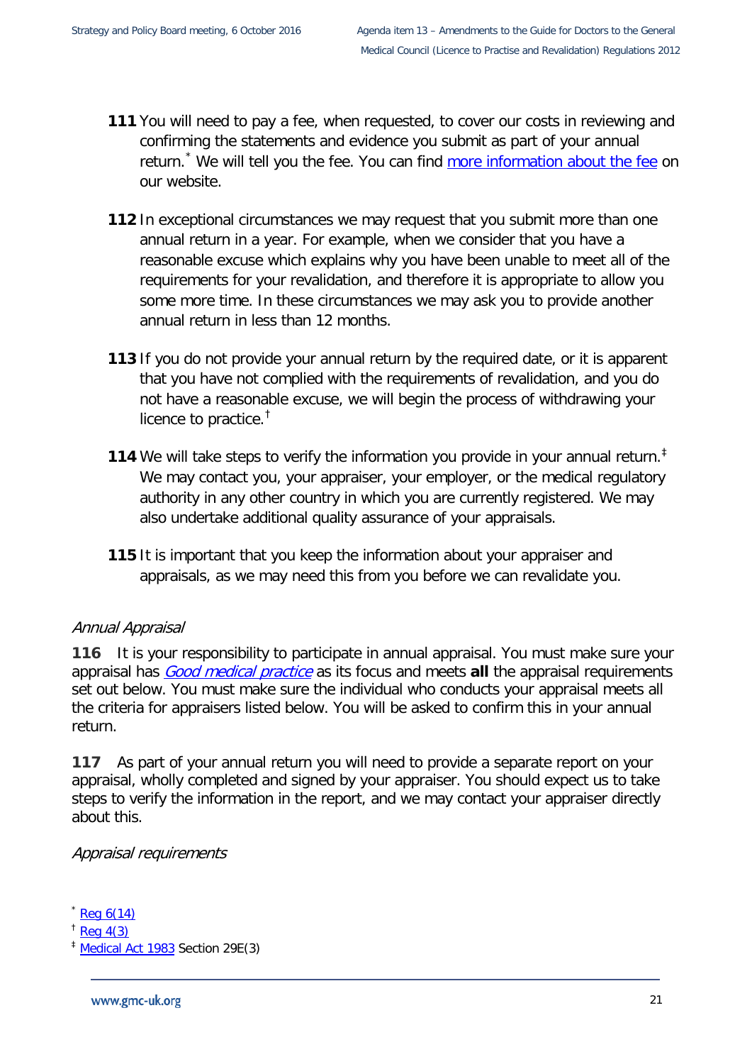**111** You will need to pay a fee, when requested, to cover our costs in reviewing and confirming the statements and evidence you submit as part of your annual return.[*] We will tell you the fee. You can find more information about the fee on our website.

**112** In exceptional circumstances we may request that you submit more than one annual return in a year. For example, when we consider that you have a reasonable excuse which explains why you have been unable to meet all of the requirements for your revalidation, and therefore it is appropriate to allow you some more time. In these circumstances we may ask you to provide another annual return in less than 12 months.

**113** If you do not provide your annual return by the required date, or it is apparent that you have not complied with the requirements of revalidation, and you do not have a reasonable excuse, we will begin the process of withdrawing your licence to practice.[†]

**114** We will take steps to verify the information you provide in your annual return.[‡] We may contact you, your appraiser, your employer, or the medical regulatory authority in any other country in which you are currently registered. We may also undertake additional quality assurance of your appraisals.

**115** It is important that you keep the information about your appraiser and appraisals, as we may need this from you before we can revalidate you.

*Annual Appraisal*

**116** It is your responsibility to participate in annual appraisal. You must make sure your appraisal has *Good medical practice* as its focus and meets **all** the appraisal requirements set out below. You must make sure the individual who conducts your appraisal meets all the criteria for appraisers listed below. You will be asked to confirm this in your annual return.

**117** As part of your annual return you will need to provide a separate report on your appraisal, wholly completed and signed by your appraiser. You should expect us to take steps to verify the information in the report, and we may contact your appraiser directly about this.

*Appraisal requirements*

[*] Reg 6(14)

[†] Reg 4(3)

[‡] Medical Act 1983 Section 29E(3)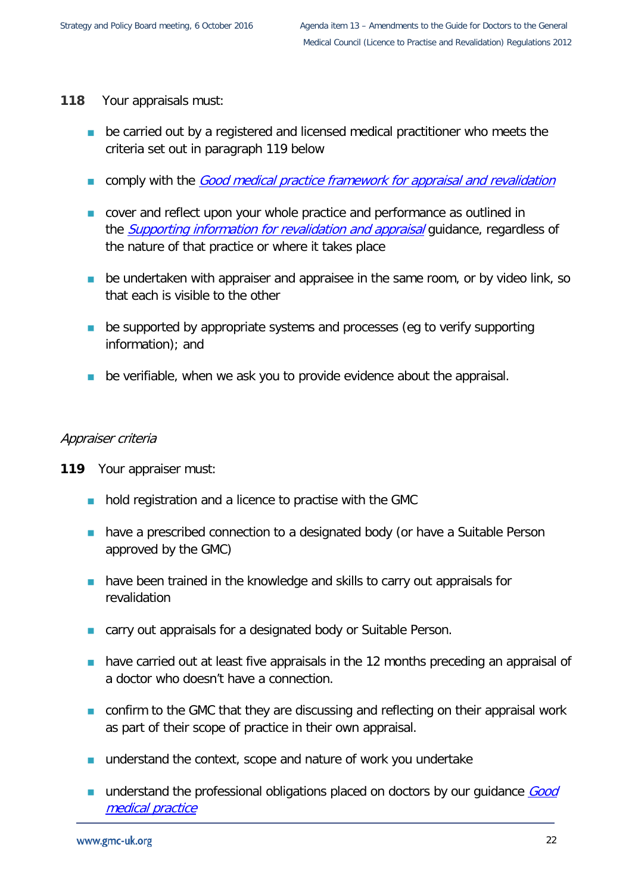**118** Your appraisals must:

- be carried out by a registered and licensed medical practitioner who meets the criteria set out in paragraph 119 below
- comply with the *Good medical practice framework for appraisal and revalidation*
- cover and reflect upon your whole practice and performance as outlined in the *Supporting information for revalidation and appraisal* guidance, regardless of the nature of that practice or where it takes place
- be undertaken with appraiser and appraisee in the same room, or by video link, so that each is visible to the other
- be supported by appropriate systems and processes (eg to verify supporting information); and
- be verifiable, when we ask you to provide evidence about the appraisal.

*Appraiser criteria*

**119** Your appraiser must:

- hold registration and a licence to practise with the GMC
- have a prescribed connection to a designated body (or have a Suitable Person approved by the GMC)
- have been trained in the knowledge and skills to carry out appraisals for revalidation
- carry out appraisals for a designated body or Suitable Person.
- have carried out at least five appraisals in the 12 months preceding an appraisal of a doctor who doesn't have a connection.
- confirm to the GMC that they are discussing and reflecting on their appraisal work as part of their scope of practice in their own appraisal.
- understand the context, scope and nature of work you undertake
- understand the professional obligations placed on doctors by our guidance *Good medical practice*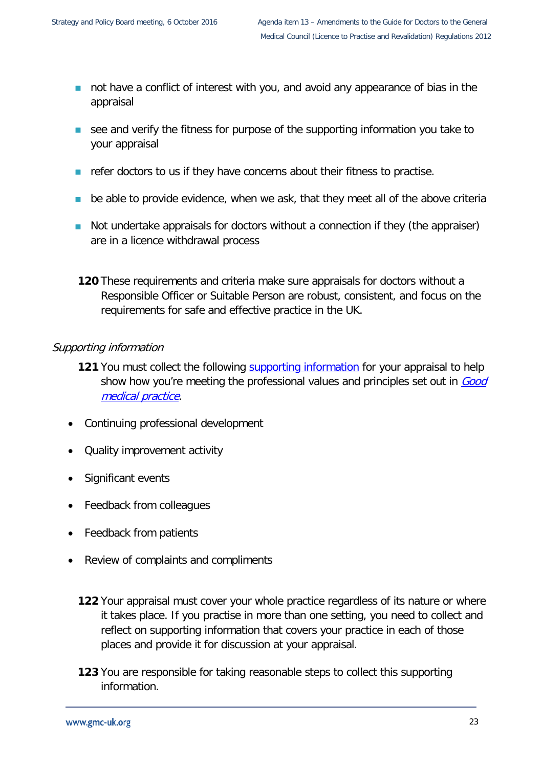- not have a conflict of interest with you, and avoid any appearance of bias in the appraisal
- see and verify the fitness for purpose of the supporting information you take to your appraisal
- refer doctors to us if they have concerns about their fitness to practise.
- be able to provide evidence, when we ask, that they meet all of the above criteria
- Not undertake appraisals for doctors without a connection if they (the appraiser) are in a licence withdrawal process

**120** These requirements and criteria make sure appraisals for doctors without a Responsible Officer or Suitable Person are robust, consistent, and focus on the requirements for safe and effective practice in the UK.

*Supporting information*

**121** You must collect the following [supporting information](#) for your appraisal to help show how you're meeting the professional values and principles set out in [*Good medical practice*](#).

- Continuing professional development
- Quality improvement activity
- Significant events
- Feedback from colleagues
- Feedback from patients
- Review of complaints and compliments

**122** Your appraisal must cover your whole practice regardless of its nature or where it takes place. If you practise in more than one setting, you need to collect and reflect on supporting information that covers your practice in each of those places and provide it for discussion at your appraisal.

**123** You are responsible for taking reasonable steps to collect this supporting information.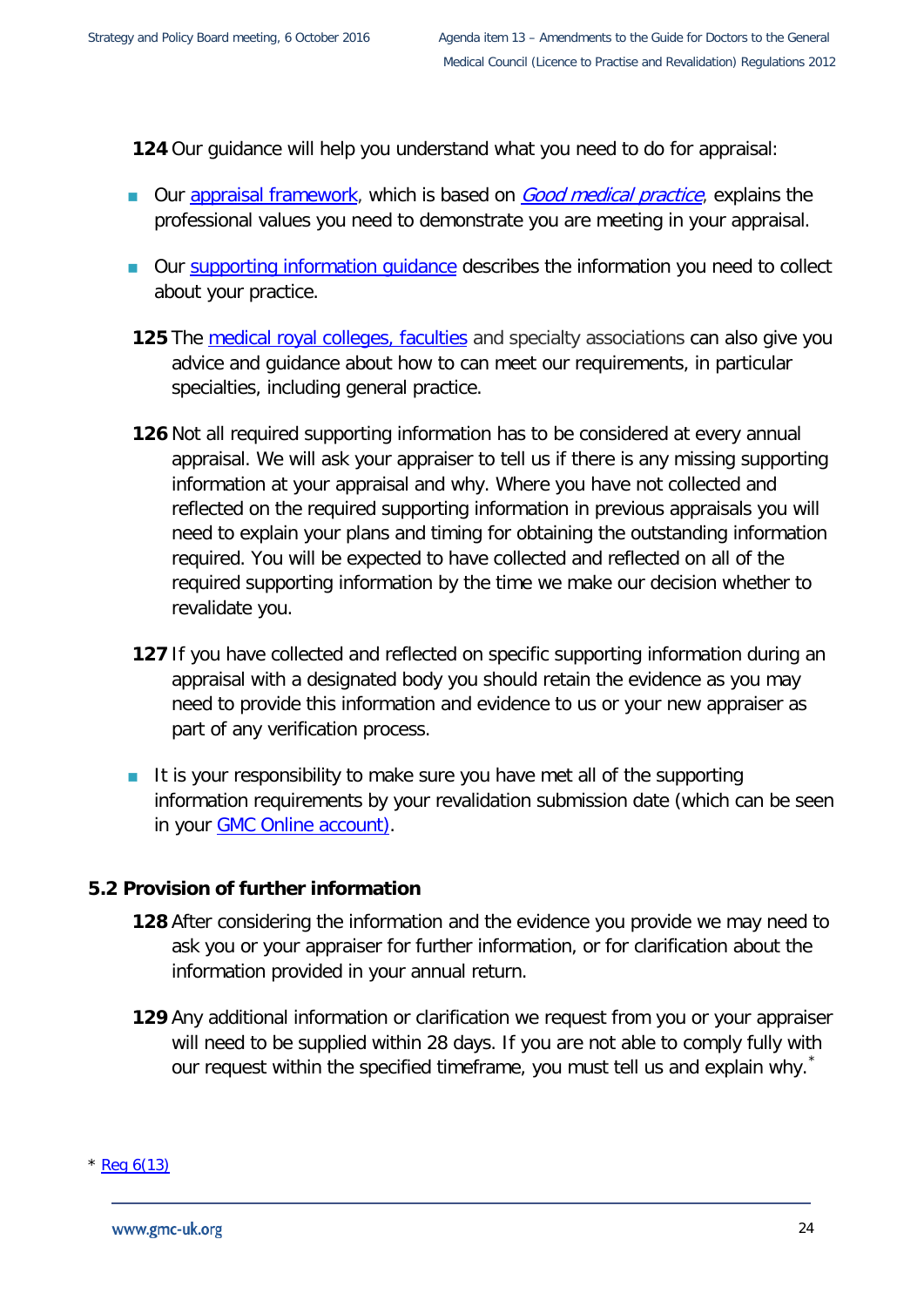**124** Our guidance will help you understand what you need to do for appraisal:

- Our appraisal framework, which is based on *Good medical practice*, explains the professional values you need to demonstrate you are meeting in your appraisal.
- Our supporting information guidance describes the information you need to collect about your practice.

**125** The medical royal colleges, faculties and specialty associations can also give you advice and guidance about how to can meet our requirements, in particular specialties, including general practice.

**126** Not all required supporting information has to be considered at every annual appraisal. We will ask your appraiser to tell us if there is any missing supporting information at your appraisal and why. Where you have not collected and reflected on the required supporting information in previous appraisals you will need to explain your plans and timing for obtaining the outstanding information required. You will be expected to have collected and reflected on all of the required supporting information by the time we make our decision whether to revalidate you.

**127** If you have collected and reflected on specific supporting information during an appraisal with a designated body you should retain the evidence as you may need to provide this information and evidence to us or your new appraiser as part of any verification process.

- It is your responsibility to make sure you have met all of the supporting information requirements by your revalidation submission date (which can be seen in your GMC Online account).

## 5.2 Provision of further information

**128** After considering the information and the evidence you provide we may need to ask you or your appraiser for further information, or for clarification about the information provided in your annual return.

**129** Any additional information or clarification we request from you or your appraiser will need to be supplied within 28 days. If you are not able to comply fully with our request within the specified timeframe, you must tell us and explain why.*

\* Reg 6(13)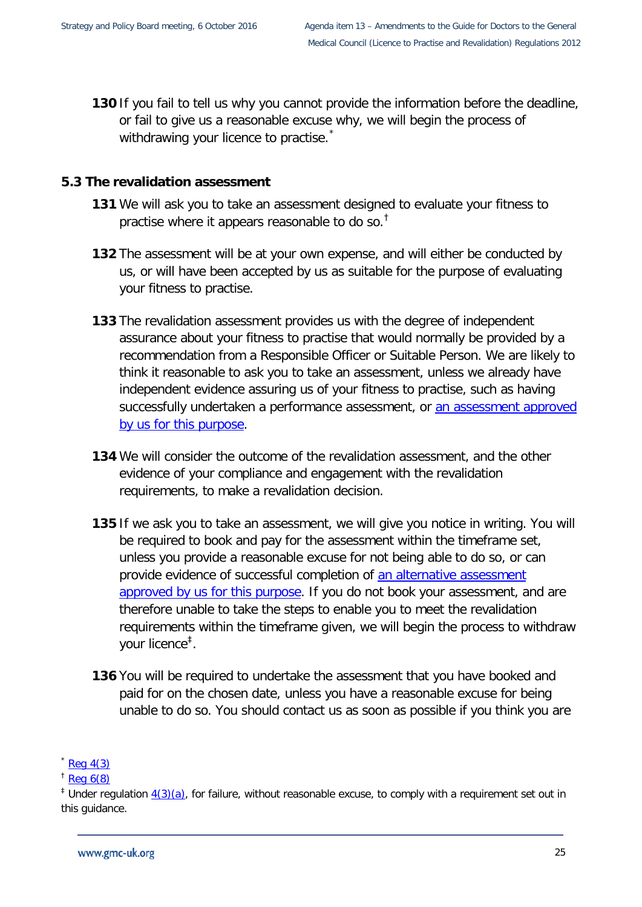**130** If you fail to tell us why you cannot provide the information before the deadline, or fail to give us a reasonable excuse why, we will begin the process of withdrawing your licence to practise.*

### 5.3 The revalidation assessment

**131** We will ask you to take an assessment designed to evaluate your fitness to practise where it appears reasonable to do so.†

**132** The assessment will be at your own expense, and will either be conducted by us, or will have been accepted by us as suitable for the purpose of evaluating your fitness to practise.

**133** The revalidation assessment provides us with the degree of independent assurance about your fitness to practise that would normally be provided by a recommendation from a Responsible Officer or Suitable Person. We are likely to think it reasonable to ask you to take an assessment, unless we already have independent evidence assuring us of your fitness to practise, such as having successfully undertaken a performance assessment, or an assessment approved by us for this purpose.

**134** We will consider the outcome of the revalidation assessment, and the other evidence of your compliance and engagement with the revalidation requirements, to make a revalidation decision.

**135** If we ask you to take an assessment, we will give you notice in writing. You will be required to book and pay for the assessment within the timeframe set, unless you provide a reasonable excuse for not being able to do so, or can provide evidence of successful completion of an alternative assessment approved by us for this purpose. If you do not book your assessment, and are therefore unable to take the steps to enable you to meet the revalidation requirements within the timeframe given, we will begin the process to withdraw your licence‡.

**136** You will be required to undertake the assessment that you have booked and paid for on the chosen date, unless you have a reasonable excuse for being unable to do so. You should contact us as soon as possible if you think you are

* Reg 4(3)

† Reg 6(8)

‡ Under regulation 4(3)(a), for failure, without reasonable excuse, to comply with a requirement set out in this guidance.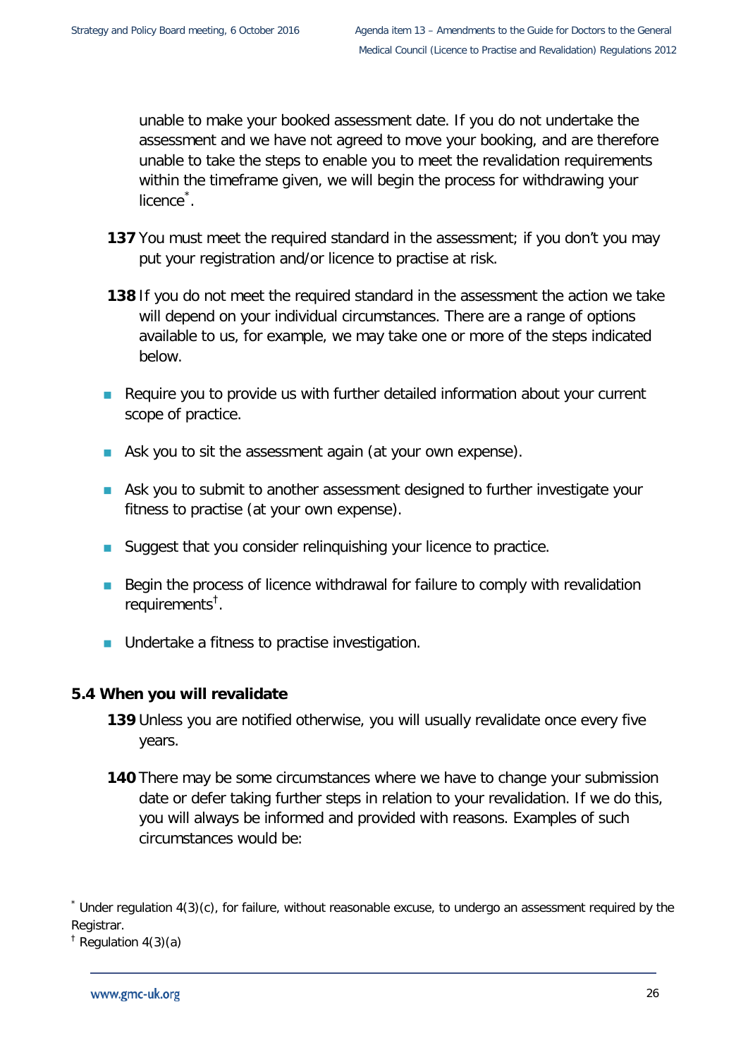unable to make your booked assessment date. If you do not undertake the assessment and we have not agreed to move your booking, and are therefore unable to take the steps to enable you to meet the revalidation requirements within the timeframe given, we will begin the process for withdrawing your licence[*].

**137** You must meet the required standard in the assessment; if you don't you may put your registration and/or licence to practise at risk.

**138** If you do not meet the required standard in the assessment the action we take will depend on your individual circumstances. There are a range of options available to us, for example, we may take one or more of the steps indicated below.

- Require you to provide us with further detailed information about your current scope of practice.
- Ask you to sit the assessment again (at your own expense).
- Ask you to submit to another assessment designed to further investigate your fitness to practise (at your own expense).
- Suggest that you consider relinquishing your licence to practice.
- Begin the process of licence withdrawal for failure to comply with revalidation requirements[†].
- Undertake a fitness to practise investigation.

### 5.4 When you will revalidate

**139** Unless you are notified otherwise, you will usually revalidate once every five years.

**140** There may be some circumstances where we have to change your submission date or defer taking further steps in relation to your revalidation. If we do this, you will always be informed and provided with reasons. Examples of such circumstances would be:

[*] Under regulation 4(3)(c), for failure, without reasonable excuse, to undergo an assessment required by the Registrar.

[†] Regulation 4(3)(a)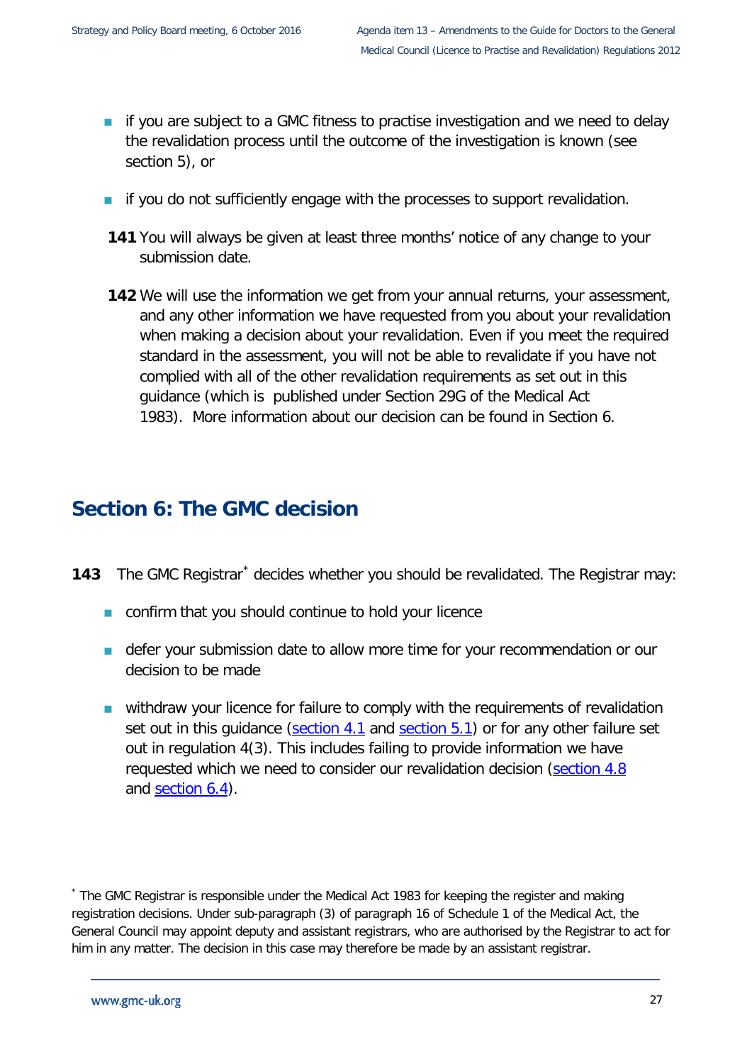- if you are subject to a GMC fitness to practise investigation and we need to delay the revalidation process until the outcome of the investigation is known (see section 5), or
- if you do not sufficiently engage with the processes to support revalidation.

**141** You will always be given at least three months' notice of any change to your submission date.

**142** We will use the information we get from your annual returns, your assessment, and any other information we have requested from you about your revalidation when making a decision about your revalidation. Even if you meet the required standard in the assessment, you will not be able to revalidate if you have not complied with all of the other revalidation requirements as set out in this guidance (which is published under Section 29G of the Medical Act 1983). More information about our decision can be found in Section 6.

## Section 6: The GMC decision

**143** The GMC Registrar* decides whether you should be revalidated. The Registrar may:

- confirm that you should continue to hold your licence
- defer your submission date to allow more time for your recommendation or our decision to be made
- withdraw your licence for failure to comply with the requirements of revalidation set out in this guidance (section 4.1 and section 5.1) or for any other failure set out in regulation 4(3). This includes failing to provide information we have requested which we need to consider our revalidation decision (section 4.8 and section 6.4).

* The GMC Registrar is responsible under the Medical Act 1983 for keeping the register and making registration decisions. Under sub-paragraph (3) of paragraph 16 of Schedule 1 of the Medical Act, the General Council may appoint deputy and assistant registrars, who are authorised by the Registrar to act for him in any matter. The decision in this case may therefore be made by an assistant registrar.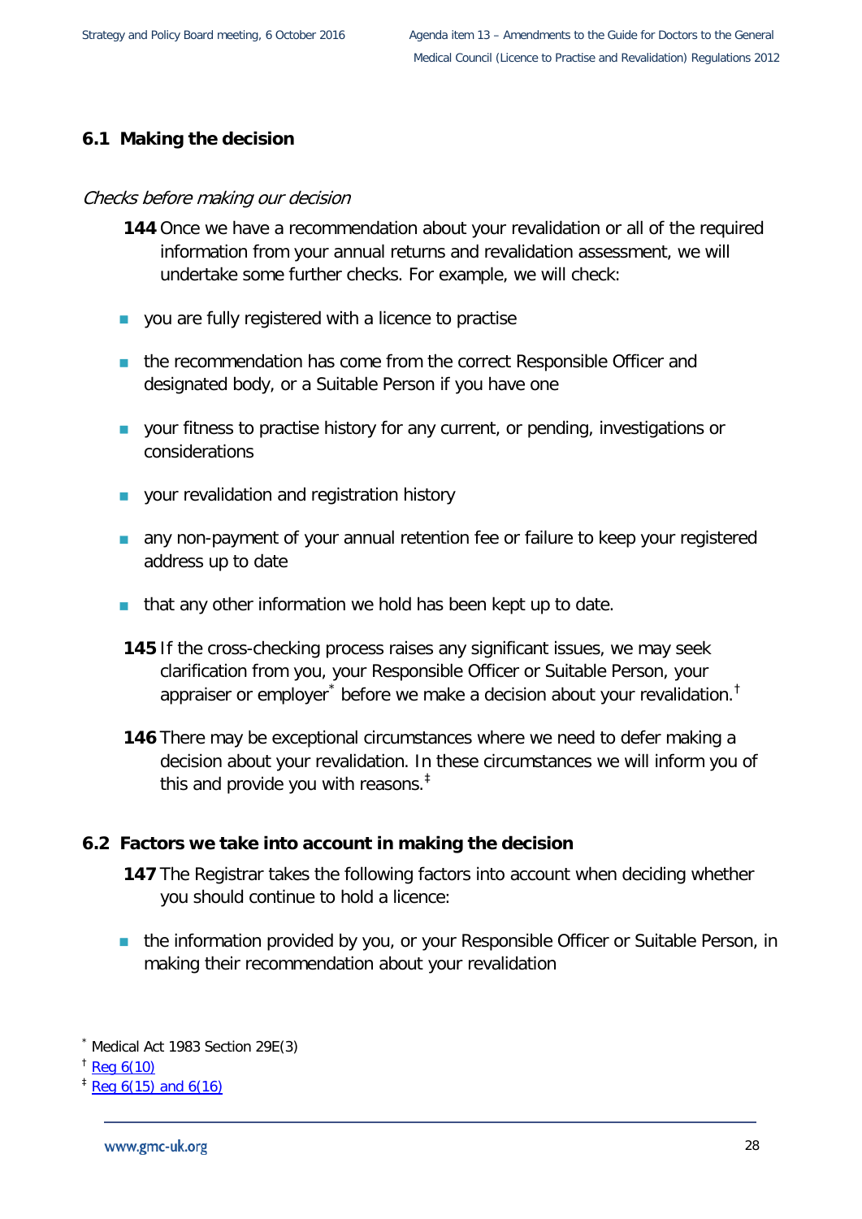## 6.1 Making the decision

*Checks before making our decision*

**144** Once we have a recommendation about your revalidation or all of the required information from your annual returns and revalidation assessment, we will undertake some further checks. For example, we will check:

- you are fully registered with a licence to practise
- the recommendation has come from the correct Responsible Officer and designated body, or a Suitable Person if you have one
- your fitness to practise history for any current, or pending, investigations or considerations
- your revalidation and registration history
- any non-payment of your annual retention fee or failure to keep your registered address up to date
- that any other information we hold has been kept up to date.

**145** If the cross-checking process raises any significant issues, we may seek clarification from you, your Responsible Officer or Suitable Person, your appraiser or employer[*] before we make a decision about your revalidation.[†]

**146** There may be exceptional circumstances where we need to defer making a decision about your revalidation. In these circumstances we will inform you of this and provide you with reasons.[‡]

## 6.2 Factors we take into account in making the decision

**147** The Registrar takes the following factors into account when deciding whether you should continue to hold a licence:

- the information provided by you, or your Responsible Officer or Suitable Person, in making their recommendation about your revalidation

[*] Medical Act 1983 Section 29E(3)

[†] Reg 6(10)

[‡] Reg 6(15) and 6(16)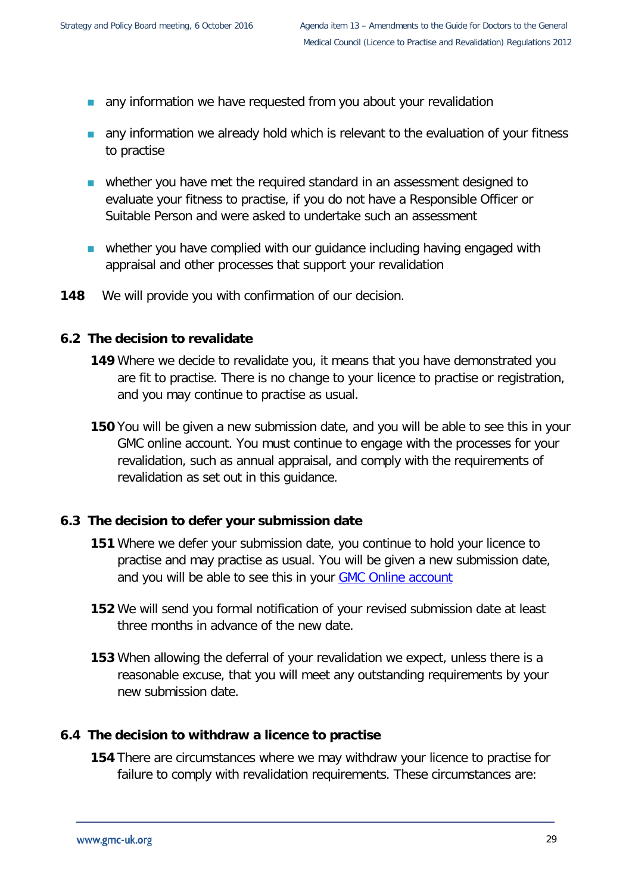- any information we have requested from you about your revalidation
- any information we already hold which is relevant to the evaluation of your fitness to practise
- whether you have met the required standard in an assessment designed to evaluate your fitness to practise, if you do not have a Responsible Officer or Suitable Person and were asked to undertake such an assessment
- whether you have complied with our guidance including having engaged with appraisal and other processes that support your revalidation

**148** We will provide you with confirmation of our decision.

### 6.2 The decision to revalidate

**149** Where we decide to revalidate you, it means that you have demonstrated you are fit to practise. There is no change to your licence to practise or registration, and you may continue to practise as usual.

**150** You will be given a new submission date, and you will be able to see this in your GMC online account. You must continue to engage with the processes for your revalidation, such as annual appraisal, and comply with the requirements of revalidation as set out in this guidance.

### 6.3 The decision to defer your submission date

**151** Where we defer your submission date, you continue to hold your licence to practise and may practise as usual. You will be given a new submission date, and you will be able to see this in your GMC Online account

**152** We will send you formal notification of your revised submission date at least three months in advance of the new date.

**153** When allowing the deferral of your revalidation we expect, unless there is a reasonable excuse, that you will meet any outstanding requirements by your new submission date.

### 6.4 The decision to withdraw a licence to practise

**154** There are circumstances where we may withdraw your licence to practise for failure to comply with revalidation requirements. These circumstances are: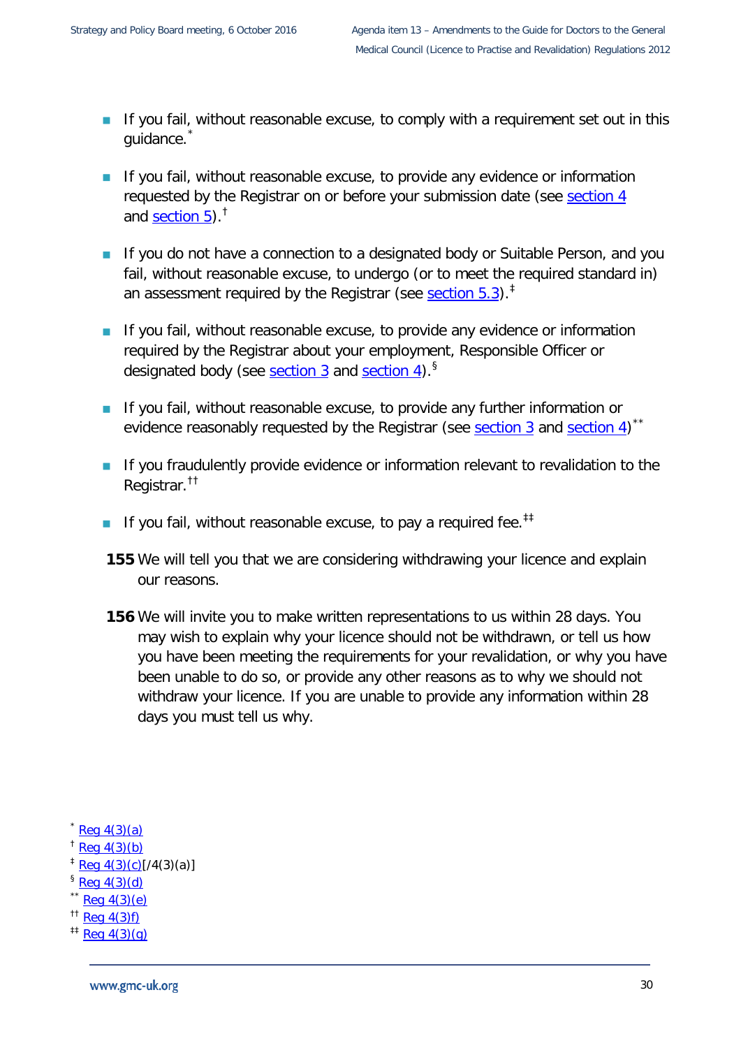- If you fail, without reasonable excuse, to comply with a requirement set out in this guidance.[*]

- If you fail, without reasonable excuse, to provide any evidence or information requested by the Registrar on or before your submission date (see section 4 and section 5).[†]

- If you do not have a connection to a designated body or Suitable Person, and you fail, without reasonable excuse, to undergo (or to meet the required standard in) an assessment required by the Registrar (see section 5.3).[‡]

- If you fail, without reasonable excuse, to provide any evidence or information required by the Registrar about your employment, Responsible Officer or designated body (see section 3 and section 4).[§]

- If you fail, without reasonable excuse, to provide any further information or evidence reasonably requested by the Registrar (see section 3 and section 4)[**]

- If you fraudulently provide evidence or information relevant to revalidation to the Registrar.[††]

- If you fail, without reasonable excuse, to pay a required fee.[‡‡]

**155** We will tell you that we are considering withdrawing your licence and explain our reasons.

**156** We will invite you to make written representations to us within 28 days. You may wish to explain why your licence should not be withdrawn, or tell us how you have been meeting the requirements for your revalidation, or why you have been unable to do so, or provide any other reasons as to why we should not withdraw your licence. If you are unable to provide any information within 28 days you must tell us why.

[*] Reg 4(3)(a)
[†] Reg 4(3)(b)
[‡] Reg 4(3)(c)[/4(3)(a)]
[§] Reg 4(3)(d)
[**] Reg 4(3)(e)
[††] Reg 4(3)f)
[‡‡] Reg 4(3)(g)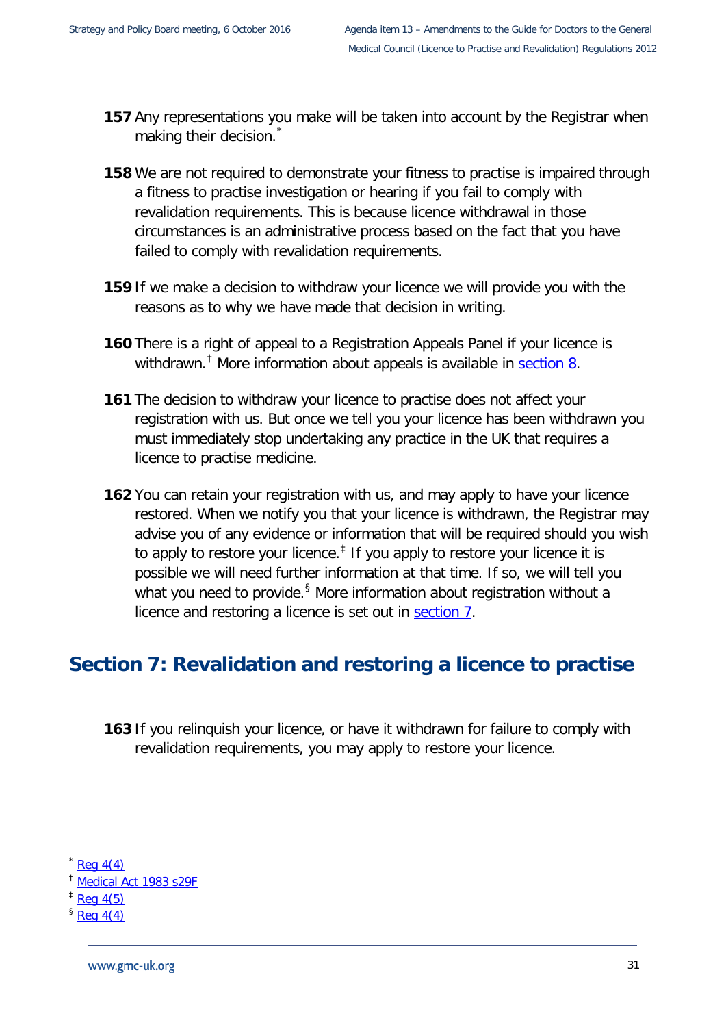**157** Any representations you make will be taken into account by the Registrar when making their decision.[*]

**158** We are not required to demonstrate your fitness to practise is impaired through a fitness to practise investigation or hearing if you fail to comply with revalidation requirements. This is because licence withdrawal in those circumstances is an administrative process based on the fact that you have failed to comply with revalidation requirements.

**159** If we make a decision to withdraw your licence we will provide you with the reasons as to why we have made that decision in writing.

**160** There is a right of appeal to a Registration Appeals Panel if your licence is withdrawn.[†] More information about appeals is available in section 8.

**161** The decision to withdraw your licence to practise does not affect your registration with us. But once we tell you your licence has been withdrawn you must immediately stop undertaking any practice in the UK that requires a licence to practise medicine.

**162** You can retain your registration with us, and may apply to have your licence restored. When we notify you that your licence is withdrawn, the Registrar may advise you of any evidence or information that will be required should you wish to apply to restore your licence.[‡] If you apply to restore your licence it is possible we will need further information at that time. If so, we will tell you what you need to provide.[§] More information about registration without a licence and restoring a licence is set out in section 7.

## Section 7: Revalidation and restoring a licence to practise

**163** If you relinquish your licence, or have it withdrawn for failure to comply with revalidation requirements, you may apply to restore your licence.

[*] Reg 4(4)

[†] Medical Act 1983 s29F

[‡] Reg 4(5)

[§] Reg 4(4)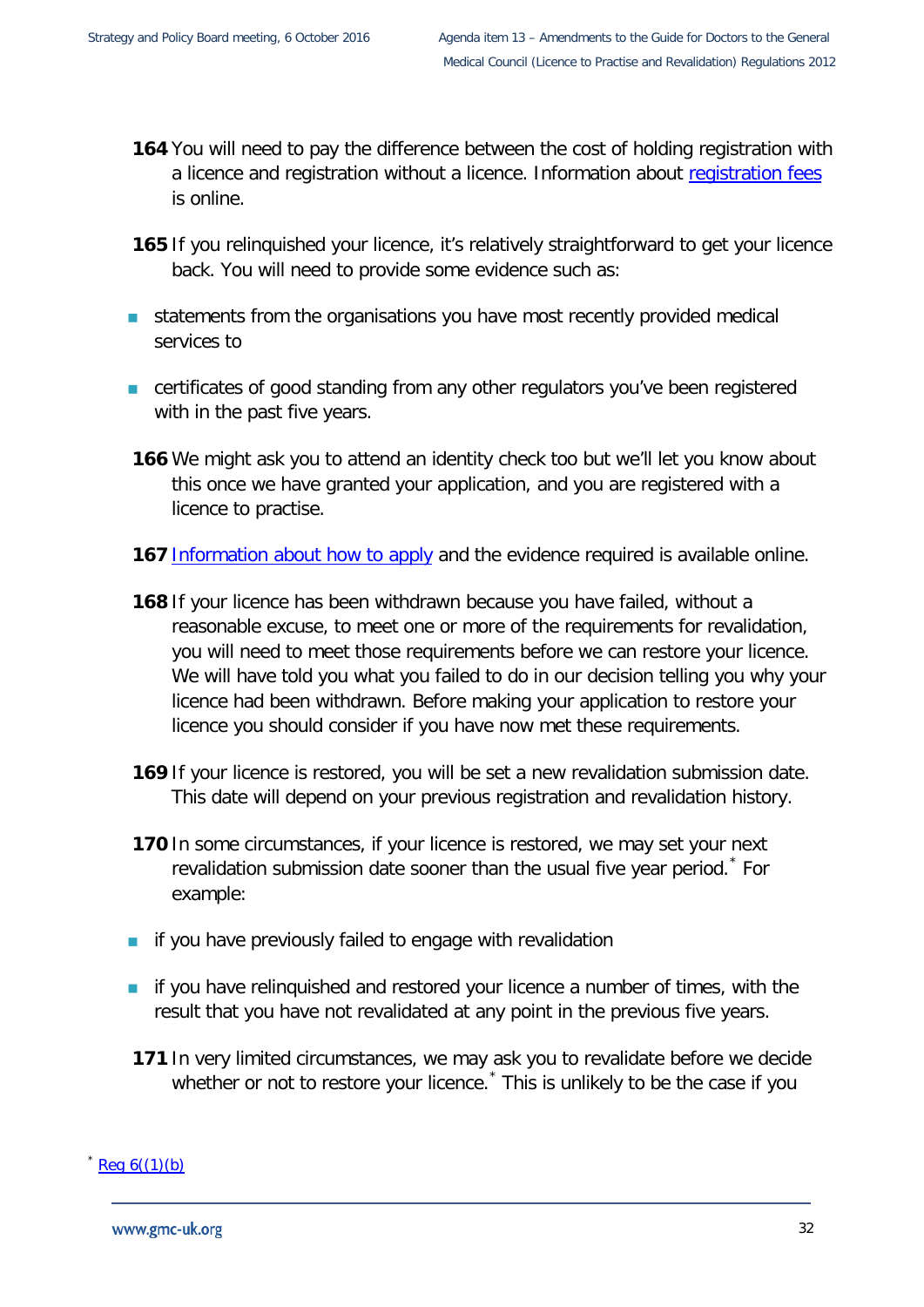**164** You will need to pay the difference between the cost of holding registration with a licence and registration without a licence. Information about [registration fees](registration fees) is online.

**165** If you relinquished your licence, it's relatively straightforward to get your licence back. You will need to provide some evidence such as:

- statements from the organisations you have most recently provided medical services to
- certificates of good standing from any other regulators you've been registered with in the past five years.

**166** We might ask you to attend an identity check too but we'll let you know about this once we have granted your application, and you are registered with a licence to practise.

**167** [Information about how to apply](Information about how to apply) and the evidence required is available online.

**168** If your licence has been withdrawn because you have failed, without a reasonable excuse, to meet one or more of the requirements for revalidation, you will need to meet those requirements before we can restore your licence. We will have told you what you failed to do in our decision telling you why your licence had been withdrawn. Before making your application to restore your licence you should consider if you have now met these requirements.

**169** If your licence is restored, you will be set a new revalidation submission date. This date will depend on your previous registration and revalidation history.

**170** In some circumstances, if your licence is restored, we may set your next revalidation submission date sooner than the usual five year period.* For example:

- if you have previously failed to engage with revalidation
- if you have relinquished and restored your licence a number of times, with the result that you have not revalidated at any point in the previous five years.

**171** In very limited circumstances, we may ask you to revalidate before we decide whether or not to restore your licence.* This is unlikely to be the case if you

\* [Reg 6((1)(b)](Reg 6((1)(b))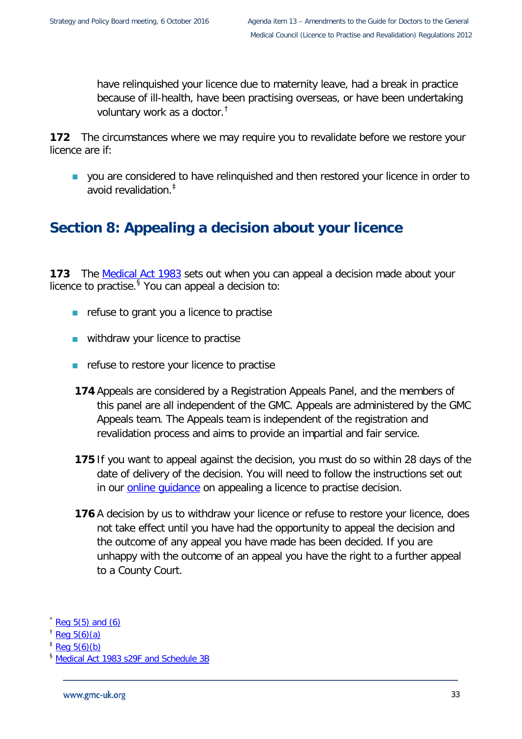have relinquished your licence due to maternity leave, had a break in practice because of ill-health, have been practising overseas, or have been undertaking voluntary work as a doctor.[†]

**172** The circumstances where we may require you to revalidate before we restore your licence are if:

- you are considered to have relinquished and then restored your licence in order to avoid revalidation.[‡]

## Section 8: Appealing a decision about your licence

**173** The Medical Act 1983 sets out when you can appeal a decision made about your licence to practise.[§] You can appeal a decision to:

- refuse to grant you a licence to practise
- withdraw your licence to practise
- refuse to restore your licence to practise

**174** Appeals are considered by a Registration Appeals Panel, and the members of this panel are all independent of the GMC. Appeals are administered by the GMC Appeals team. The Appeals team is independent of the registration and revalidation process and aims to provide an impartial and fair service.

**175** If you want to appeal against the decision, you must do so within 28 days of the date of delivery of the decision. You will need to follow the instructions set out in our online guidance on appealing a licence to practise decision.

**176** A decision by us to withdraw your licence or refuse to restore your licence, does not take effect until you have had the opportunity to appeal the decision and the outcome of any appeal you have made has been decided. If you are unhappy with the outcome of an appeal you have the right to a further appeal to a County Court.

[*] Reg 5(5) and (6)
[†] Reg 5(6)(a)
[‡] Reg 5(6)(b)
[§] Medical Act 1983 s29F and Schedule 3B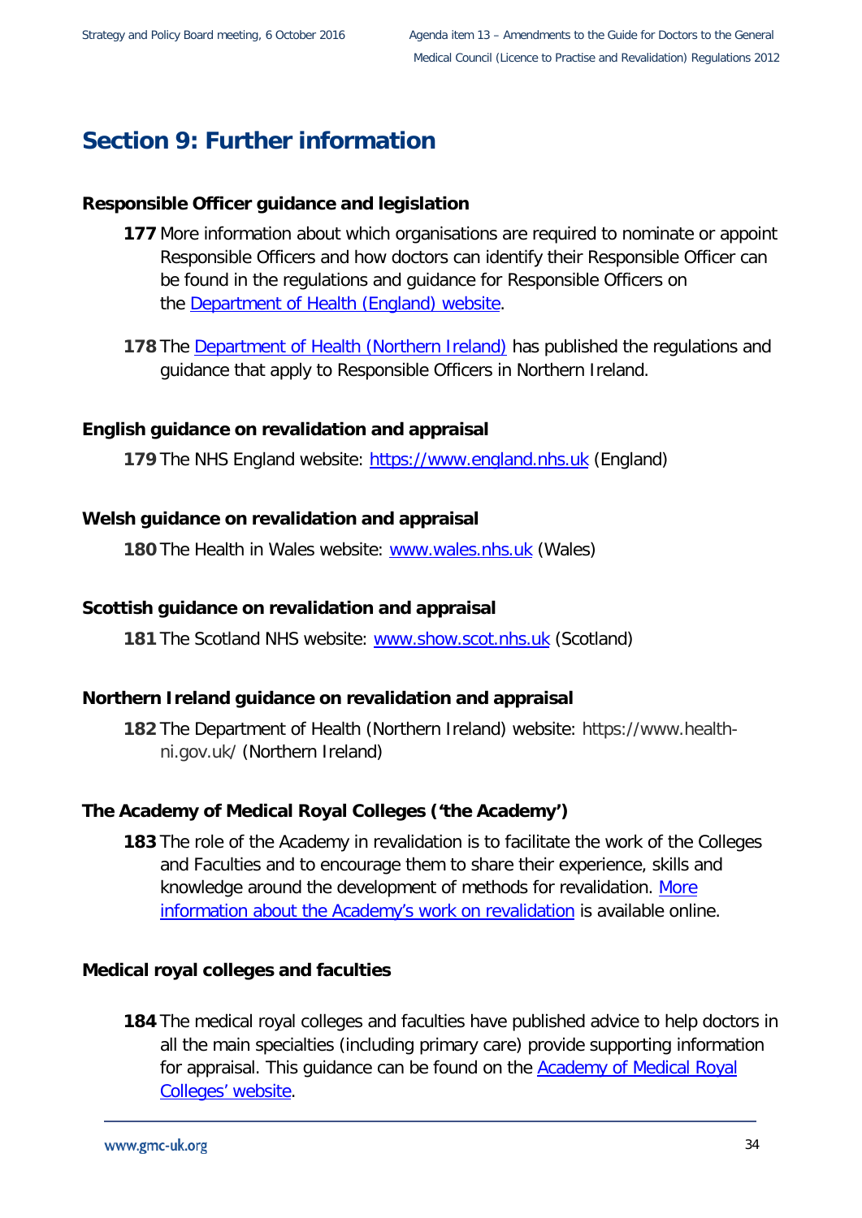## Section 9: Further information

### Responsible Officer guidance and legislation

**177** More information about which organisations are required to nominate or appoint Responsible Officers and how doctors can identify their Responsible Officer can be found in the regulations and guidance for Responsible Officers on the Department of Health (England) website.

**178** The Department of Health (Northern Ireland) has published the regulations and guidance that apply to Responsible Officers in Northern Ireland.

### English guidance on revalidation and appraisal

**179** The NHS England website: https://www.england.nhs.uk (England)

### Welsh guidance on revalidation and appraisal

**180** The Health in Wales website: www.wales.nhs.uk (Wales)

### Scottish guidance on revalidation and appraisal

**181** The Scotland NHS website: www.show.scot.nhs.uk (Scotland)

### Northern Ireland guidance on revalidation and appraisal

**182** The Department of Health (Northern Ireland) website: https://www.health-ni.gov.uk/ (Northern Ireland)

### The Academy of Medical Royal Colleges ('the Academy')

**183** The role of the Academy in revalidation is to facilitate the work of the Colleges and Faculties and to encourage them to share their experience, skills and knowledge around the development of methods for revalidation. More information about the Academy's work on revalidation is available online.

### Medical royal colleges and faculties

**184** The medical royal colleges and faculties have published advice to help doctors in all the main specialties (including primary care) provide supporting information for appraisal. This guidance can be found on the Academy of Medical Royal Colleges' website.